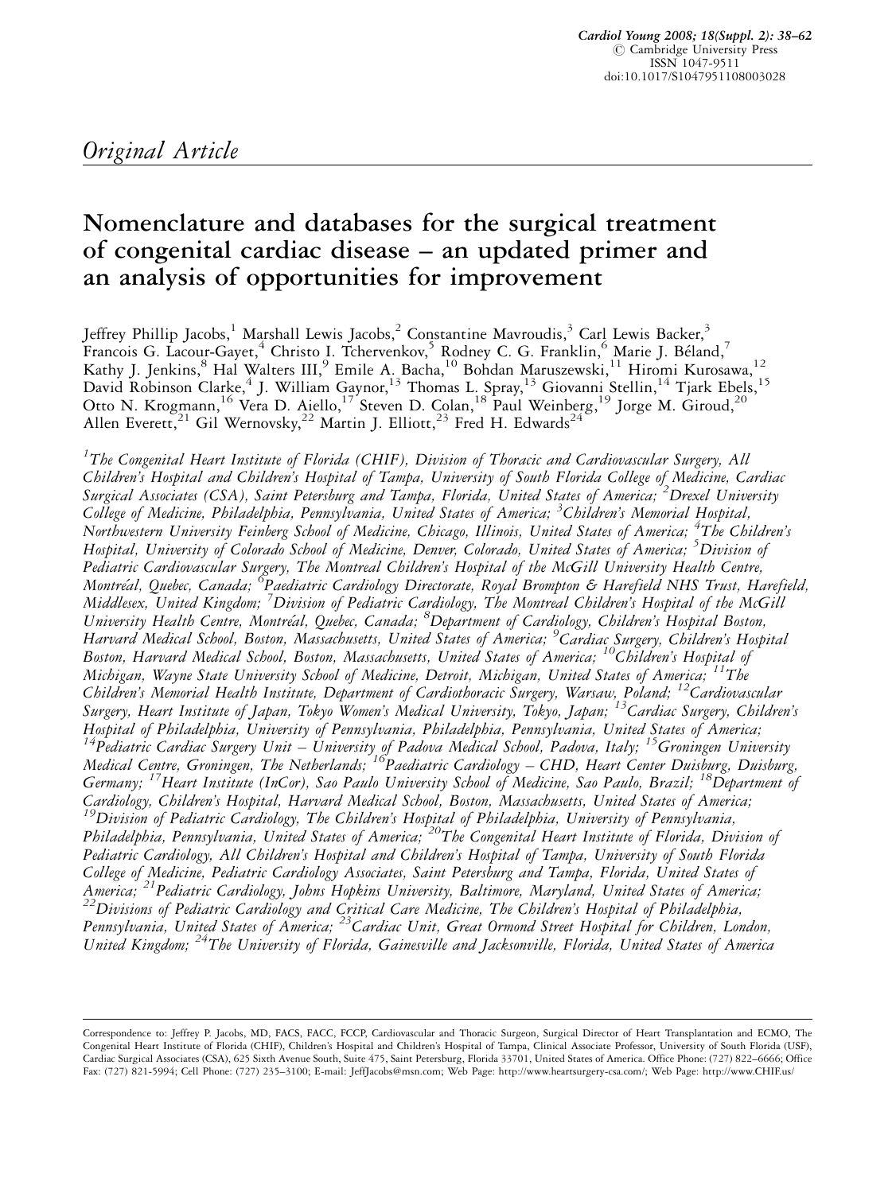*Original Article*

# Nomenclature and databases for the surgical treatment of congenital cardiac disease – an updated primer and an analysis of opportunities for improvement

Jeffrey Phillip Jacobs,[1] Marshall Lewis Jacobs,[2] Constantine Mavroudis,[3] Carl Lewis Backer,[3] Francois G. Lacour-Gayet,[4] Christo I. Tchervenkov,[5] Rodney C. G. Franklin,[6] Marie J. Béland,[7] Kathy J. Jenkins,[8] Hal Walters III,[9] Emile A. Bacha,[10] Bohdan Maruszewski,[11] Hiromi Kurosawa,[12] David Robinson Clarke,[4] J. William Gaynor,[13] Thomas L. Spray,[13] Giovanni Stellin,[14] Tjark Ebels,[15] Otto N. Krogmann,[16] Vera D. Aiello,[17] Steven D. Colan,[18] Paul Weinberg,[19] Jorge M. Giroud,[20] Allen Everett,[21] Gil Wernovsky,[22] Martin J. Elliott,[23] Fred H. Edwards[24]

*[1]The Congenital Heart Institute of Florida (CHIF), Division of Thoracic and Cardiovascular Surgery, All Children's Hospital and Children's Hospital of Tampa, University of South Florida College of Medicine, Cardiac Surgical Associates (CSA), Saint Petersburg and Tampa, Florida, United States of America; [2]Drexel University College of Medicine, Philadelphia, Pennsylvania, United States of America; [3]Children's Memorial Hospital, Northwestern University Feinberg School of Medicine, Chicago, Illinois, United States of America; [4]The Children's Hospital, University of Colorado School of Medicine, Denver, Colorado, United States of America; [5]Division of Pediatric Cardiovascular Surgery, The Montreal Children's Hospital of the McGill University Health Centre, Montréal, Quebec, Canada; [6]Paediatric Cardiology Directorate, Royal Brompton & Harefield NHS Trust, Harefield, Middlesex, United Kingdom; [7]Division of Pediatric Cardiology, The Montreal Children's Hospital of the McGill University Health Centre, Montréal, Quebec, Canada; [8]Department of Cardiology, Children's Hospital Boston, Harvard Medical School, Boston, Massachusetts, United States of America; [9]Cardiac Surgery, Children's Hospital Boston, Harvard Medical School, Boston, Massachusetts, United States of America; [10]Children's Hospital of Michigan, Wayne State University School of Medicine, Detroit, Michigan, United States of America; [11]The Children's Memorial Health Institute, Department of Cardiothoracic Surgery, Warsaw, Poland; [12]Cardiovascular Surgery, Heart Institute of Japan, Tokyo Women's Medical University, Tokyo, Japan; [13]Cardiac Surgery, Children's Hospital of Philadelphia, University of Pennsylvania, Philadelphia, Pennsylvania, United States of America; [14]Pediatric Cardiac Surgery Unit – University of Padova Medical School, Padova, Italy; [15]Groningen University Medical Centre, Groningen, The Netherlands; [16]Paediatric Cardiology – CHD, Heart Center Duisburg, Duisburg, Germany; [17]Heart Institute (InCor), Sao Paulo University School of Medicine, Sao Paulo, Brazil; [18]Department of Cardiology, Children's Hospital, Harvard Medical School, Boston, Massachusetts, United States of America; [19]Division of Pediatric Cardiology, The Children's Hospital of Philadelphia, University of Pennsylvania, Philadelphia, Pennsylvania, United States of America; [20]The Congenital Heart Institute of Florida, Division of Pediatric Cardiology, All Children's Hospital and Children's Hospital of Tampa, University of South Florida College of Medicine, Pediatric Cardiology Associates, Saint Petersburg and Tampa, Florida, United States of America; [21]Pediatric Cardiology, Johns Hopkins University, Baltimore, Maryland, United States of America; [22]Divisions of Pediatric Cardiology and Critical Care Medicine, The Children's Hospital of Philadelphia, Pennsylvania, United States of America; [23]Cardiac Unit, Great Ormond Street Hospital for Children, London, United Kingdom; [24]The University of Florida, Gainesville and Jacksonville, Florida, United States of America*

Correspondence to: Jeffrey P. Jacobs, MD, FACS, FACC, FCCP, Cardiovascular and Thoracic Surgeon, Surgical Director of Heart Transplantation and ECMO, The Congenital Heart Institute of Florida (CHIF), Children's Hospital and Children's Hospital of Tampa, Clinical Associate Professor, University of South Florida (USF), Cardiac Surgical Associates (CSA), 625 Sixth Avenue South, Suite 475, Saint Petersburg, Florida 33701, United States of America. Office Phone: (727) 822–6666; Office Fax: (727) 821-5994; Cell Phone: (727) 235–3100; E-mail: JeffJacobs@msn.com; Web Page: http://www.heartsurgery-csa.com/; Web Page: http://www.CHIF.us/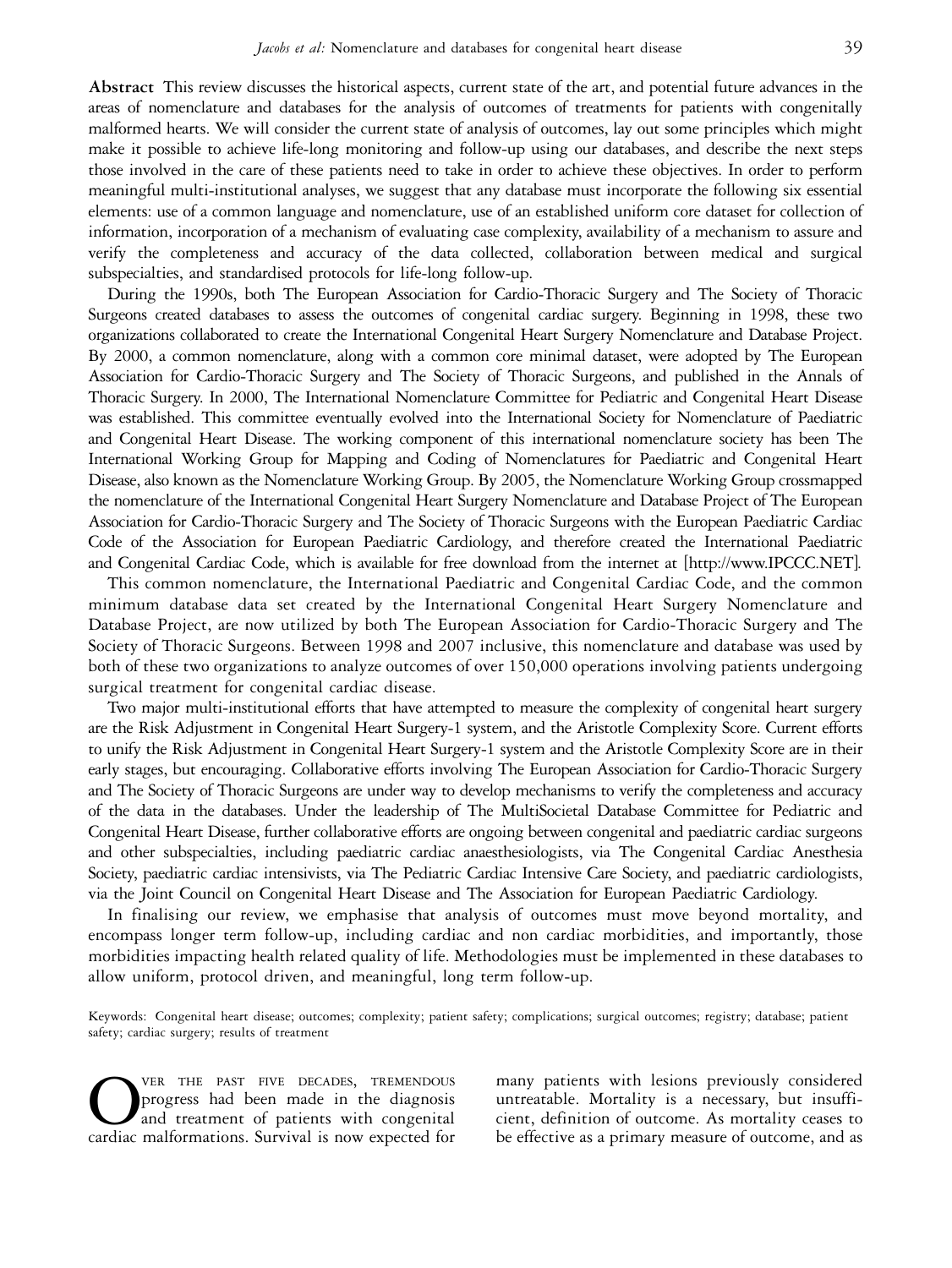**Abstract** This review discusses the historical aspects, current state of the art, and potential future advances in the areas of nomenclature and databases for the analysis of outcomes of treatments for patients with congenitally malformed hearts. We will consider the current state of analysis of outcomes, lay out some principles which might make it possible to achieve life-long monitoring and follow-up using our databases, and describe the next steps those involved in the care of these patients need to take in order to achieve these objectives. In order to perform meaningful multi-institutional analyses, we suggest that any database must incorporate the following six essential elements: use of a common language and nomenclature, use of an established uniform core dataset for collection of information, incorporation of a mechanism of evaluating case complexity, availability of a mechanism to assure and verify the completeness and accuracy of the data collected, collaboration between medical and surgical subspecialties, and standardised protocols for life-long follow-up.

During the 1990s, both The European Association for Cardio-Thoracic Surgery and The Society of Thoracic Surgeons created databases to assess the outcomes of congenital cardiac surgery. Beginning in 1998, these two organizations collaborated to create the International Congenital Heart Surgery Nomenclature and Database Project. By 2000, a common nomenclature, along with a common core minimal dataset, were adopted by The European Association for Cardio-Thoracic Surgery and The Society of Thoracic Surgeons, and published in the Annals of Thoracic Surgery. In 2000, The International Nomenclature Committee for Pediatric and Congenital Heart Disease was established. This committee eventually evolved into the International Society for Nomenclature of Paediatric and Congenital Heart Disease. The working component of this international nomenclature society has been The International Working Group for Mapping and Coding of Nomenclatures for Paediatric and Congenital Heart Disease, also known as the Nomenclature Working Group. By 2005, the Nomenclature Working Group crossmapped the nomenclature of the International Congenital Heart Surgery Nomenclature and Database Project of The European Association for Cardio-Thoracic Surgery and The Society of Thoracic Surgeons with the European Paediatric Cardiac Code of the Association for European Paediatric Cardiology, and therefore created the International Paediatric and Congenital Cardiac Code, which is available for free download from the internet at [http://www.IPCCC.NET].

This common nomenclature, the International Paediatric and Congenital Cardiac Code, and the common minimum database data set created by the International Congenital Heart Surgery Nomenclature and Database Project, are now utilized by both The European Association for Cardio-Thoracic Surgery and The Society of Thoracic Surgeons. Between 1998 and 2007 inclusive, this nomenclature and database was used by both of these two organizations to analyze outcomes of over 150,000 operations involving patients undergoing surgical treatment for congenital cardiac disease.

Two major multi-institutional efforts that have attempted to measure the complexity of congenital heart surgery are the Risk Adjustment in Congenital Heart Surgery-1 system, and the Aristotle Complexity Score. Current efforts to unify the Risk Adjustment in Congenital Heart Surgery-1 system and the Aristotle Complexity Score are in their early stages, but encouraging. Collaborative efforts involving The European Association for Cardio-Thoracic Surgery and The Society of Thoracic Surgeons are under way to develop mechanisms to verify the completeness and accuracy of the data in the databases. Under the leadership of The MultiSocietal Database Committee for Pediatric and Congenital Heart Disease, further collaborative efforts are ongoing between congenital and paediatric cardiac surgeons and other subspecialties, including paediatric cardiac anaesthesiologists, via The Congenital Cardiac Anesthesia Society, paediatric cardiac intensivists, via The Pediatric Cardiac Intensive Care Society, and paediatric cardiologists, via the Joint Council on Congenital Heart Disease and The Association for European Paediatric Cardiology.

In finalising our review, we emphasise that analysis of outcomes must move beyond mortality, and encompass longer term follow-up, including cardiac and non cardiac morbidities, and importantly, those morbidities impacting health related quality of life. Methodologies must be implemented in these databases to allow uniform, protocol driven, and meaningful, long term follow-up.

Keywords: Congenital heart disease; outcomes; complexity; patient safety; complications; surgical outcomes; registry; database; patient safety; cardiac surgery; results of treatment

Over the past five decades, tremendous progress had been made in the diagnosis and treatment of patients with congenital cardiac malformations. Survival is now expected for many patients with lesions previously considered untreatable. Mortality is a necessary, but insufficient, definition of outcome. As mortality ceases to be effective as a primary measure of outcome, and as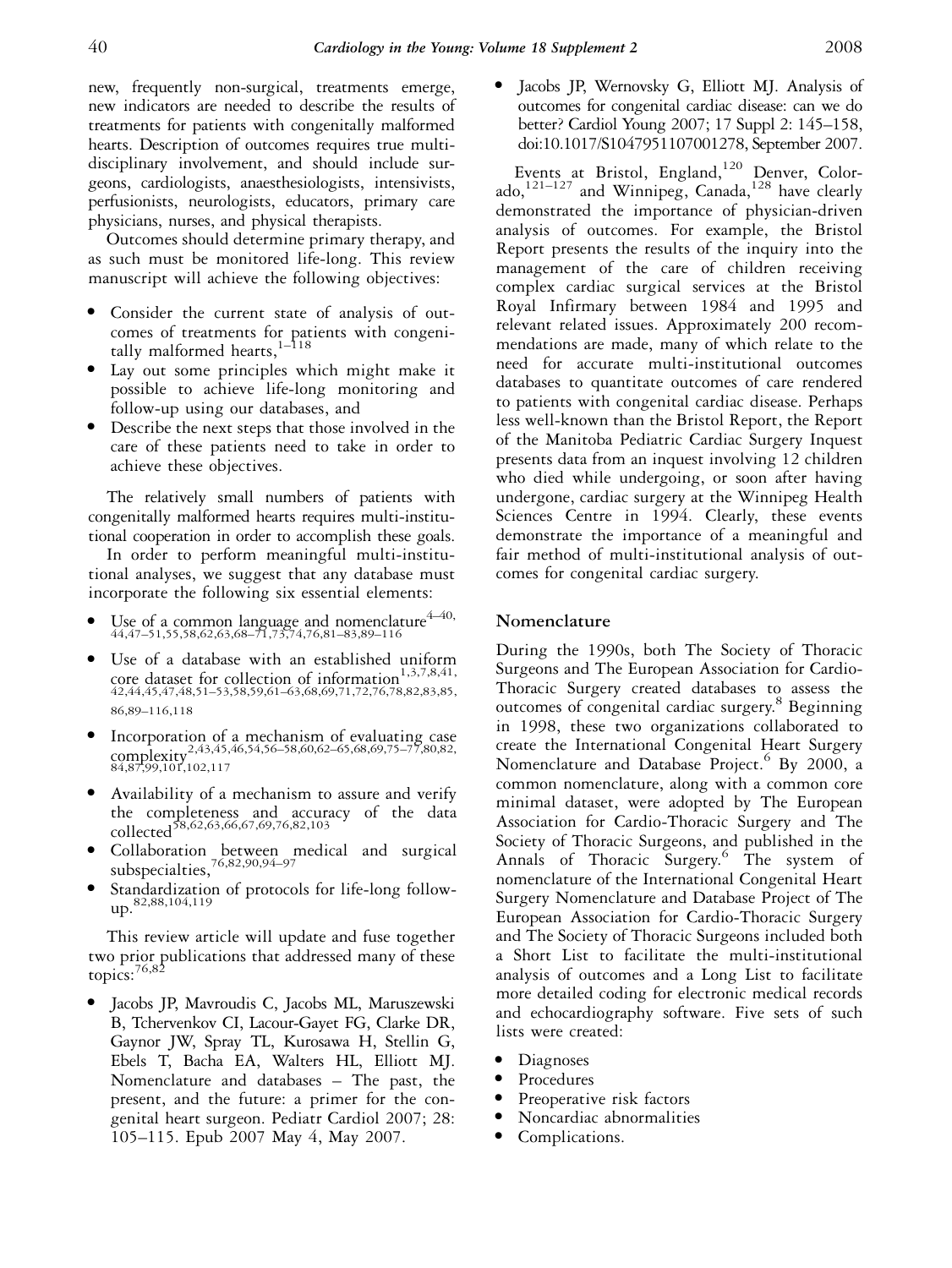new, frequently non-surgical, treatments emerge, new indicators are needed to describe the results of treatments for patients with congenitally malformed hearts. Description of outcomes requires true multidisciplinary involvement, and should include surgeons, cardiologists, anaesthesiologists, intensivists, perfusionists, neurologists, educators, primary care physicians, nurses, and physical therapists.

Outcomes should determine primary therapy, and as such must be monitored life-long. This review manuscript will achieve the following objectives:

- Consider the current state of analysis of outcomes of treatments for patients with congenitally malformed hearts,[1–118]
- Lay out some principles which might make it possible to achieve life-long monitoring and follow-up using our databases, and
- Describe the next steps that those involved in the care of these patients need to take in order to achieve these objectives.

The relatively small numbers of patients with congenitally malformed hearts requires multi-institutional cooperation in order to accomplish these goals.

In order to perform meaningful multi-institutional analyses, we suggest that any database must incorporate the following six essential elements:

- Use of a common language and nomenclature[4–40,44,47–51,55,58,62,63,68–71,73,74,76,81–83,89–116]
- Use of a database with an established uniform core dataset for collection of information[1,3,7,8,41,42,44,45,47,48,51–53,58,59,61–63,68,69,71,72,76,78,82,83,85,86,89–116,118]
- Incorporation of a mechanism of evaluating case complexity[2,43,45,46,54,56–58,60,62–65,68,69,75–77,80,82,84,87,99,101,102,117]
- Availability of a mechanism to assure and verify the completeness and accuracy of the data collected[58,62,63,66,67,69,76,82,103]
- Collaboration between medical and surgical subspecialties,[76,82,90,94–97]
- Standardization of protocols for life-long follow-up.[82,88,104,119]

This review article will update and fuse together two prior publications that addressed many of these topics:[76,82]

- Jacobs JP, Mavroudis C, Jacobs ML, Maruszewski B, Tchervenkov CI, Lacour-Gayet FG, Clarke DR, Gaynor JW, Spray TL, Kurosawa H, Stellin G, Ebels T, Bacha EA, Walters HL, Elliott MJ. Nomenclature and databases – The past, the present, and the future: a primer for the congenital heart surgeon. Pediatr Cardiol 2007; 28: 105–115. Epub 2007 May 4, May 2007.
- Jacobs JP, Wernovsky G, Elliott MJ. Analysis of outcomes for congenital cardiac disease: can we do better? Cardiol Young 2007; 17 Suppl 2: 145–158, doi:10.1017/S1047951107001278, September 2007.

Events at Bristol, England,[120] Denver, Colorado,[121–127] and Winnipeg, Canada,[128] have clearly demonstrated the importance of physician-driven analysis of outcomes. For example, the Bristol Report presents the results of the inquiry into the management of the care of children receiving complex cardiac surgical services at the Bristol Royal Infirmary between 1984 and 1995 and relevant related issues. Approximately 200 recommendations are made, many of which relate to the need for accurate multi-institutional outcomes databases to quantitate outcomes of care rendered to patients with congenital cardiac disease. Perhaps less well-known than the Bristol Report, the Report of the Manitoba Pediatric Cardiac Surgery Inquest presents data from an inquest involving 12 children who died while undergoing, or soon after having undergone, cardiac surgery at the Winnipeg Health Sciences Centre in 1994. Clearly, these events demonstrate the importance of a meaningful and fair method of multi-institutional analysis of outcomes for congenital cardiac surgery.

## Nomenclature

During the 1990s, both The Society of Thoracic Surgeons and The European Association for Cardio-Thoracic Surgery created databases to assess the outcomes of congenital cardiac surgery.[8] Beginning in 1998, these two organizations collaborated to create the International Congenital Heart Surgery Nomenclature and Database Project.[6] By 2000, a common nomenclature, along with a common core minimal dataset, were adopted by The European Association for Cardio-Thoracic Surgery and The Society of Thoracic Surgeons, and published in the Annals of Thoracic Surgery.[6] The system of nomenclature of the International Congenital Heart Surgery Nomenclature and Database Project of The European Association for Cardio-Thoracic Surgery and The Society of Thoracic Surgeons included both a Short List to facilitate the multi-institutional analysis of outcomes and a Long List to facilitate more detailed coding for electronic medical records and echocardiography software. Five sets of such lists were created:

- Diagnoses
- Procedures
- Preoperative risk factors
- Noncardiac abnormalities
- Complications.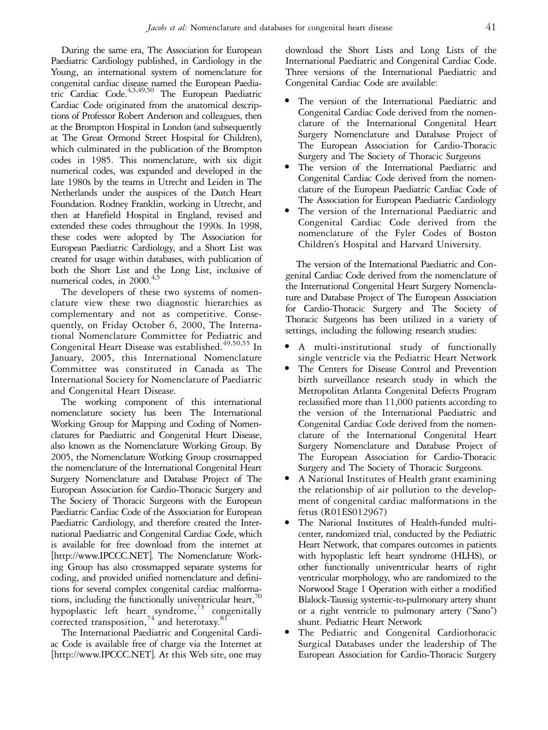During the same era, The Association for European Paediatric Cardiology published, in Cardiology in the Young, an international system of nomenclature for congenital cardiac disease named the European Paediatric Cardiac Code.[4,5,49,50] The European Paediatric Cardiac Code originated from the anatomical descriptions of Professor Robert Anderson and colleagues, then at the Brompton Hospital in London (and subsequently at The Great Ormond Street Hospital for Children), which culminated in the publication of the Brompton codes in 1985. This nomenclature, with six digit numerical codes, was expanded and developed in the late 1980s by the teams in Utrecht and Leiden in The Netherlands under the auspices of the Dutch Heart Foundation. Rodney Franklin, working in Utrecht, and then at Harefield Hospital in England, revised and extended these codes throughout the 1990s. In 1998, these codes were adopted by The Association for European Paediatric Cardiology, and a Short List was created for usage within databases, with publication of both the Short List and the Long List, inclusive of numerical codes, in 2000.[4,5]

The developers of these two systems of nomenclature view these two diagnostic hierarchies as complementary and not as competitive. Consequently, on Friday October 6, 2000, The International Nomenclature Committee for Pediatric and Congenital Heart Disease was established.[49,50,55] In January, 2005, this International Nomenclature Committee was constituted in Canada as The International Society for Nomenclature of Paediatric and Congenital Heart Disease.

The working component of this international nomenclature society has been The International Working Group for Mapping and Coding of Nomenclatures for Paediatric and Congenital Heart Disease, also known as the Nomenclature Working Group. By 2005, the Nomenclature Working Group crossmapped the nomenclature of the International Congenital Heart Surgery Nomenclature and Database Project of The European Association for Cardio-Thoracic Surgery and The Society of Thoracic Surgeons with the European Paediatric Cardiac Code of the Association for European Paediatric Cardiology, and therefore created the International Paediatric and Congenital Cardiac Code, which is available for free download from the internet at [http://www.IPCCC.NET]. The Nomenclature Working Group has also crossmapped separate systems for coding, and provided unified nomenclature and definitions for several complex congenital cardiac malformations, including the functionally univentricular heart,[70] hypoplastic left heart syndrome,[73] congenitally corrected transposition,[74] and heterotaxy.[81]

The International Paediatric and Congenital Cardiac Code is available free of charge via the Internet at [http://www.IPCCC.NET]. At this Web site, one may download the Short Lists and Long Lists of the International Paediatric and Congenital Cardiac Code. Three versions of the International Paediatric and Congenital Cardiac Code are available:

- The version of the International Paediatric and Congenital Cardiac Code derived from the nomenclature of the International Congenital Heart Surgery Nomenclature and Database Project of The European Association for Cardio-Thoracic Surgery and The Society of Thoracic Surgeons
- The version of the International Paediatric and Congenital Cardiac Code derived from the nomenclature of the European Paediatric Cardiac Code of The Association for European Paediatric Cardiology
- The version of the International Paediatric and Congenital Cardiac Code derived from the nomenclature of the Fyler Codes of Boston Children's Hospital and Harvard University.

The version of the International Paediatric and Congenital Cardiac Code derived from the nomenclature of the International Congenital Heart Surgery Nomenclature and Database Project of The European Association for Cardio-Thoracic Surgery and The Society of Thoracic Surgeons has been utilized in a variety of settings, including the following research studies:

- A multi-institutional study of functionally single ventricle via the Pediatric Heart Network
- The Centers for Disease Control and Prevention birth surveillance research study in which the Metropolitan Atlanta Congenital Defects Program reclassified more than 11,000 patients according to the version of the International Paediatric and Congenital Cardiac Code derived from the nomenclature of the International Congenital Heart Surgery Nomenclature and Database Project of The European Association for Cardio-Thoracic Surgery and The Society of Thoracic Surgeons.
- A National Institutes of Health grant examining the relationship of air pollution to the development of congenital cardiac malformations in the fetus (R01ES012967)
- The National Institutes of Health-funded multicenter, randomized trial, conducted by the Pediatric Heart Network, that compares outcomes in patients with hypoplastic left heart syndrome (HLHS), or other functionally univentricular hearts of right ventricular morphology, who are randomized to the Norwood Stage 1 Operation with either a modified Blalock-Taussig systemic-to-pulmonary artery shunt or a right ventricle to pulmonary artery ("Sano") shunt. Pediatric Heart Network
- The Pediatric and Congenital Cardiothoracic Surgical Databases under the leadership of The European Association for Cardio-Thoracic Surgery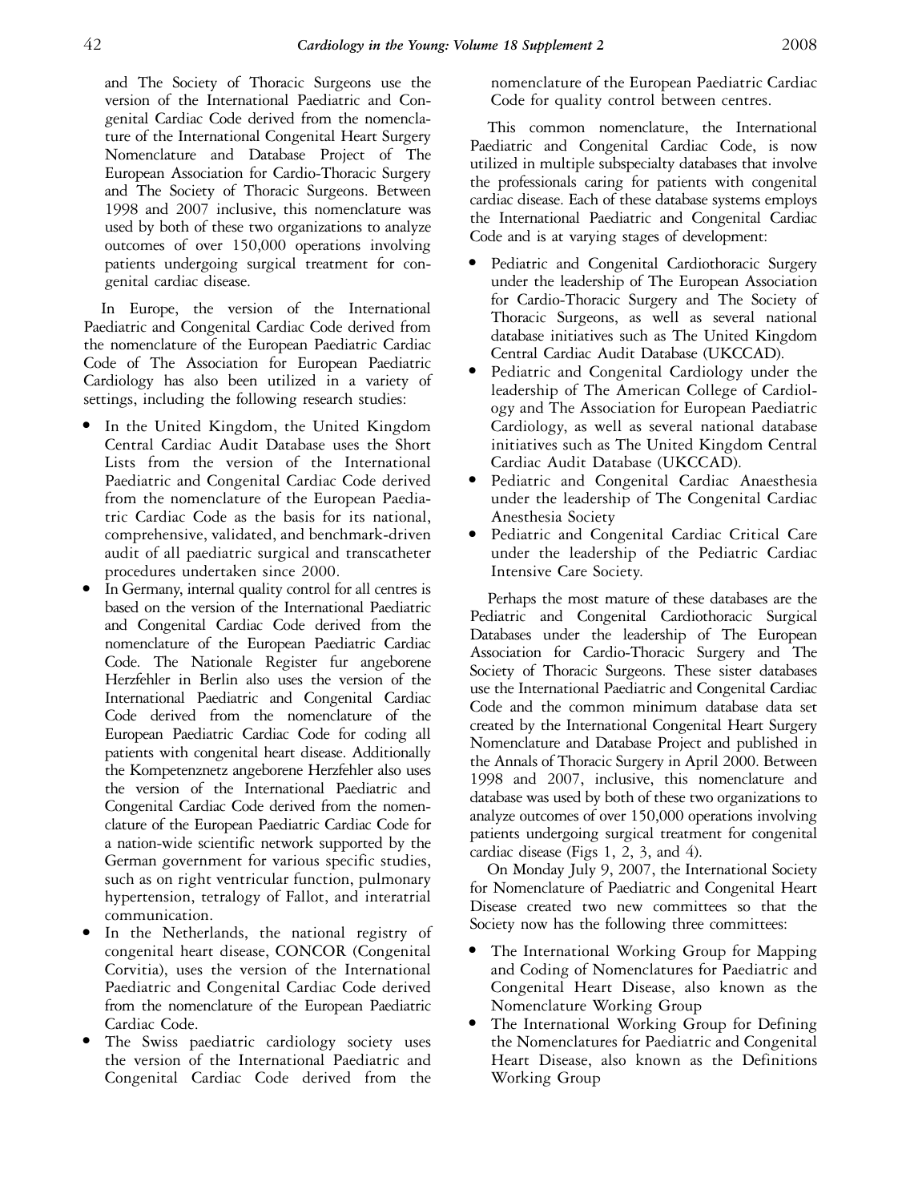and The Society of Thoracic Surgeons use the version of the International Paediatric and Congenital Cardiac Code derived from the nomenclature of the International Congenital Heart Surgery Nomenclature and Database Project of The European Association for Cardio-Thoracic Surgery and The Society of Thoracic Surgeons. Between 1998 and 2007 inclusive, this nomenclature was used by both of these two organizations to analyze outcomes of over 150,000 operations involving patients undergoing surgical treatment for congenital cardiac disease.

In Europe, the version of the International Paediatric and Congenital Cardiac Code derived from the nomenclature of the European Paediatric Cardiac Code of The Association for European Paediatric Cardiology has also been utilized in a variety of settings, including the following research studies:

- In the United Kingdom, the United Kingdom Central Cardiac Audit Database uses the Short Lists from the version of the International Paediatric and Congenital Cardiac Code derived from the nomenclature of the European Paediatric Cardiac Code as the basis for its national, comprehensive, validated, and benchmark-driven audit of all paediatric surgical and transcatheter procedures undertaken since 2000.
- In Germany, internal quality control for all centres is based on the version of the International Paediatric and Congenital Cardiac Code derived from the nomenclature of the European Paediatric Cardiac Code. The Nationale Register fur angeborene Herzfehler in Berlin also uses the version of the International Paediatric and Congenital Cardiac Code derived from the nomenclature of the European Paediatric Cardiac Code for coding all patients with congenital heart disease. Additionally the Kompetenznetz angeborene Herzfehler also uses the version of the International Paediatric and Congenital Cardiac Code derived from the nomenclature of the European Paediatric Cardiac Code for a nation-wide scientific network supported by the German government for various specific studies, such as on right ventricular function, pulmonary hypertension, tetralogy of Fallot, and interatrial communication.
- In the Netherlands, the national registry of congenital heart disease, CONCOR (Congenital Corvitia), uses the version of the International Paediatric and Congenital Cardiac Code derived from the nomenclature of the European Paediatric Cardiac Code.
- The Swiss paediatric cardiology society uses the version of the International Paediatric and Congenital Cardiac Code derived from the nomenclature of the European Paediatric Cardiac Code for quality control between centres.

This common nomenclature, the International Paediatric and Congenital Cardiac Code, is now utilized in multiple subspecialty databases that involve the professionals caring for patients with congenital cardiac disease. Each of these database systems employs the International Paediatric and Congenital Cardiac Code and is at varying stages of development:

- Pediatric and Congenital Cardiothoracic Surgery under the leadership of The European Association for Cardio-Thoracic Surgery and The Society of Thoracic Surgeons, as well as several national database initiatives such as The United Kingdom Central Cardiac Audit Database (UKCCAD).
- Pediatric and Congenital Cardiology under the leadership of The American College of Cardiology and The Association for European Paediatric Cardiology, as well as several national database initiatives such as The United Kingdom Central Cardiac Audit Database (UKCCAD).
- Pediatric and Congenital Cardiac Anaesthesia under the leadership of The Congenital Cardiac Anesthesia Society
- Pediatric and Congenital Cardiac Critical Care under the leadership of the Pediatric Cardiac Intensive Care Society.

Perhaps the most mature of these databases are the Pediatric and Congenital Cardiothoracic Surgical Databases under the leadership of The European Association for Cardio-Thoracic Surgery and The Society of Thoracic Surgeons. These sister databases use the International Paediatric and Congenital Cardiac Code and the common minimum database data set created by the International Congenital Heart Surgery Nomenclature and Database Project and published in the Annals of Thoracic Surgery in April 2000. Between 1998 and 2007, inclusive, this nomenclature and database was used by both of these two organizations to analyze outcomes of over 150,000 operations involving patients undergoing surgical treatment for congenital cardiac disease (Figs 1, 2, 3, and 4).

On Monday July 9, 2007, the International Society for Nomenclature of Paediatric and Congenital Heart Disease created two new committees so that the Society now has the following three committees:

- The International Working Group for Mapping and Coding of Nomenclatures for Paediatric and Congenital Heart Disease, also known as the Nomenclature Working Group
- The International Working Group for Defining the Nomenclatures for Paediatric and Congenital Heart Disease, also known as the Definitions Working Group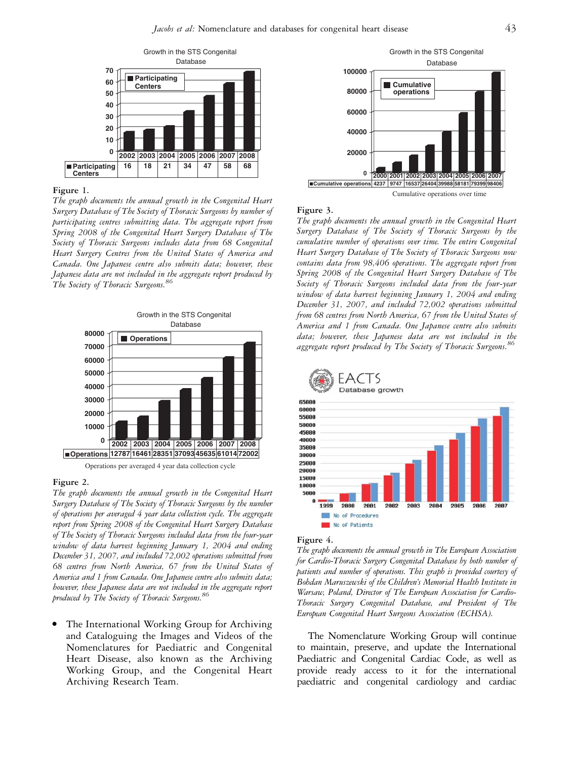Growth in the STS Congenital Database

| | 2002 | 2003 | 2004 | 2005 | 2006 | 2007 | 2008 |
|---|---|---|---|---|---|---|---|
| Participating Centers | 16 | 18 | 21 | 34 | 47 | 58 | 68 |

**Figure 1.**

*The graph documents the annual growth in the Congenital Heart Surgery Database of The Society of Thoracic Surgeons by number of participating centres submitting data. The aggregate report from Spring 2008 of the Congenital Heart Surgery Database of The Society of Thoracic Surgeons includes data from 68 Congenital Heart Surgery Centres from the United States of America and Canada. One Japanese centre also submits data; however, these Japanese data are not included in the aggregate report produced by The Society of Thoracic Surgeons.*[86]

Growth in the STS Congenital Database

| | 2002 | 2003 | 2004 | 2005 | 2006 | 2007 | 2008 |
|---|---|---|---|---|---|---|---|
| Operations | 12787 | 16461 | 28351 | 37093 | 45635 | 61014 | 72002 |

Operations per averaged 4 year data collection cycle

**Figure 2.**

*The graph documents the annual growth in the Congenital Heart Surgery Database of The Society of Thoracic Surgeons by the number of operations per averaged 4 year data collection cycle. The aggregate report from Spring 2008 of the Congenital Heart Surgery Database of The Society of Thoracic Surgeons included data from the four-year window of data harvest beginning January 1, 2004 and ending December 31, 2007, and included 72,002 operations submitted from 68 centres from North America, 67 from the United States of America and 1 from Canada. One Japanese centre also submits data; however, these Japanese data are not included in the aggregate report produced by The Society of Thoracic Surgeons.*[86]

- The International Working Group for Archiving and Cataloguing the Images and Videos of the Nomenclatures for Paediatric and Congenital Heart Disease, also known as the Archiving Working Group, and the Congenital Heart Archiving Research Team.

Growth in the STS Congenital Database

| | 2000 | 2001 | 2002 | 2003 | 2004 | 2005 | 2006 | 2007 |
|---|---|---|---|---|---|---|---|---|
| Cumulative operations | 4237 | 9747 | 16537 | 26404 | 39988 | 58181 | 79399 | 98406 |

Cumulative operations over time

**Figure 3.**

*The graph documents the annual growth in the Congenital Heart Surgery Database of The Society of Thoracic Surgeons by the cumulative number of operations over time. The entire Congenital Heart Surgery Database of The Society of Thoracic Surgeons now contains data from 98,406 operations. The aggregate report from Spring 2008 of the Congenital Heart Surgery Database of The Society of Thoracic Surgeons included data from the four-year window of data harvest beginning January 1, 2004 and ending December 31, 2007, and included 72,002 operations submitted from 68 centres from North America, 67 from the United States of America and 1 from Canada. One Japanese centre also submits data; however, these Japanese data are not included in the aggregate report produced by The Society of Thoracic Surgeons.*[86]

EACTS Database growth

**Figure 4.**

*The graph documents the annual growth in The European Association for Cardio-Thoracic Surgery Congenital Database by both number of patients and number of operations. This graph is provided courtesy of Bohdan Maruszewski of the Children's Memorial Health Institute in Warsaw, Poland, Director of The European Association for Cardio-Thoracic Surgery Congenital Database, and President of The European Congenital Heart Surgeons Association (ECHSA).*

The Nomenclature Working Group will continue to maintain, preserve, and update the International Paediatric and Congenital Cardiac Code, as well as provide ready access to it for the international paediatric and congenital cardiology and cardiac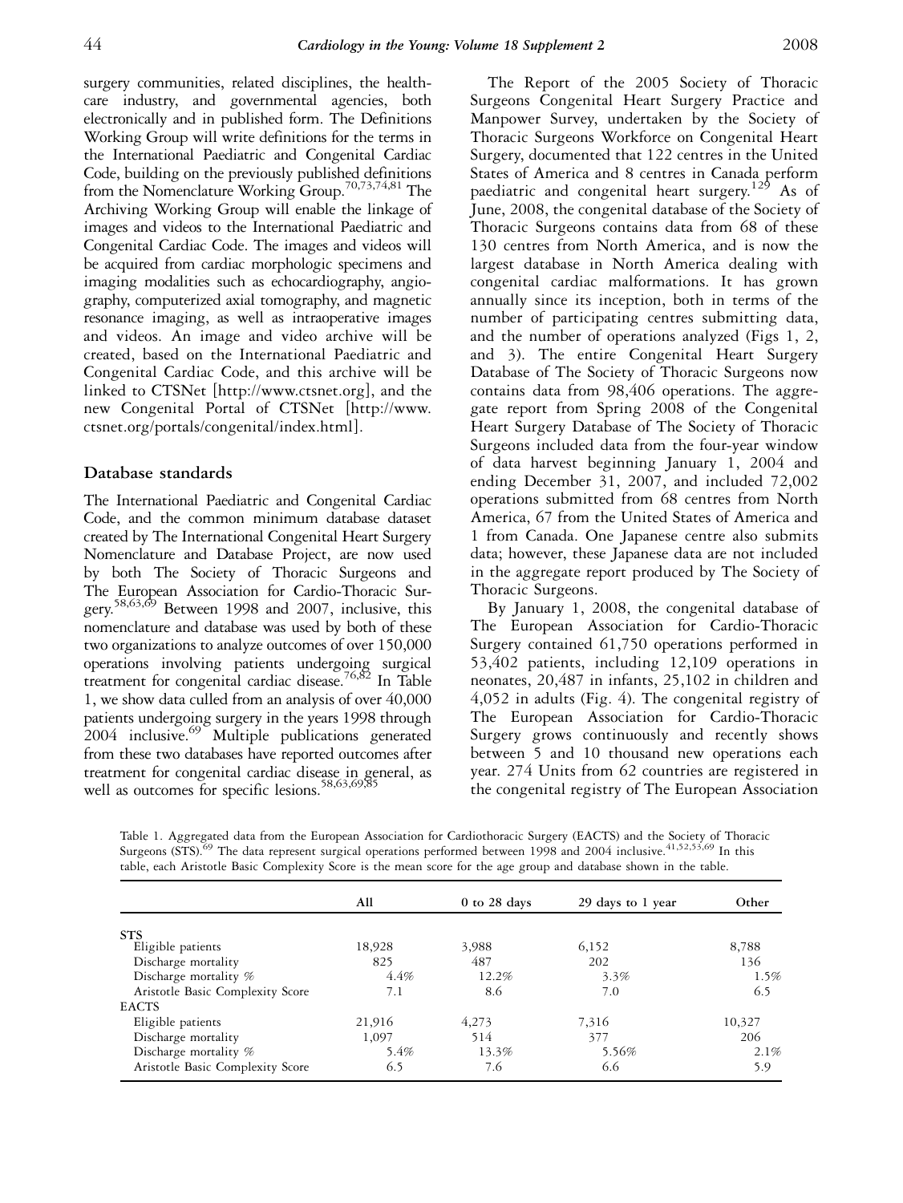surgery communities, related disciplines, the healthcare industry, and governmental agencies, both electronically and in published form. The Definitions Working Group will write definitions for the terms in the International Paediatric and Congenital Cardiac Code, building on the previously published definitions from the Nomenclature Working Group.[70,73,74,81] The Archiving Working Group will enable the linkage of images and videos to the International Paediatric and Congenital Cardiac Code. The images and videos will be acquired from cardiac morphologic specimens and imaging modalities such as echocardiography, angiography, computerized axial tomography, and magnetic resonance imaging, as well as intraoperative images and videos. An image and video archive will be created, based on the International Paediatric and Congenital Cardiac Code, and this archive will be linked to CTSNet [http://www.ctsnet.org], and the new Congenital Portal of CTSNet [http://www.ctsnet.org/portals/congenital/index.html].

## Database standards

The International Paediatric and Congenital Cardiac Code, and the common minimum database dataset created by The International Congenital Heart Surgery Nomenclature and Database Project, are now used by both The Society of Thoracic Surgeons and The European Association for Cardio-Thoracic Surgery.[58,63,69] Between 1998 and 2007, inclusive, this nomenclature and database was used by both of these two organizations to analyze outcomes of over 150,000 operations involving patients undergoing surgical treatment for congenital cardiac disease.[76,82] In Table 1, we show data culled from an analysis of over 40,000 patients undergoing surgery in the years 1998 through 2004 inclusive.[69] Multiple publications generated from these two databases have reported outcomes after treatment for congenital cardiac disease in general, as well as outcomes for specific lesions.[58,63,69,85]

The Report of the 2005 Society of Thoracic Surgeons Congenital Heart Surgery Practice and Manpower Survey, undertaken by the Society of Thoracic Surgeons Workforce on Congenital Heart Surgery, documented that 122 centres in the United States of America and 8 centres in Canada perform paediatric and congenital heart surgery.[129] As of June, 2008, the congenital database of the Society of Thoracic Surgeons contains data from 68 of these 130 centres from North America, and is now the largest database in North America dealing with congenital cardiac malformations. It has grown annually since its inception, both in terms of the number of participating centres submitting data, and the number of operations analyzed (Figs 1, 2, and 3). The entire Congenital Heart Surgery Database of The Society of Thoracic Surgeons now contains data from 98,406 operations. The aggregate report from Spring 2008 of the Congenital Heart Surgery Database of The Society of Thoracic Surgeons included data from the four-year window of data harvest beginning January 1, 2004 and ending December 31, 2007, and included 72,002 operations submitted from 68 centres from North America, 67 from the United States of America and 1 from Canada. One Japanese centre also submits data; however, these Japanese data are not included in the aggregate report produced by The Society of Thoracic Surgeons.

By January 1, 2008, the congenital database of The European Association for Cardio-Thoracic Surgery contained 61,750 operations performed in 53,402 patients, including 12,109 operations in neonates, 20,487 in infants, 25,102 in children and 4,052 in adults (Fig. 4). The congenital registry of The European Association for Cardio-Thoracic Surgery grows continuously and recently shows between 5 and 10 thousand new operations each year. 274 Units from 62 countries are registered in the congenital registry of The European Association

Table 1. Aggregated data from the European Association for Cardiothoracic Surgery (EACTS) and the Society of Thoracic Surgeons (STS).[69] The data represent surgical operations performed between 1998 and 2004 inclusive.[41,52,53,69] In this table, each Aristotle Basic Complexity Score is the mean score for the age group and database shown in the table.

| | All | 0 to 28 days | 29 days to 1 year | Other |
|---|---|---|---|---|
| STS | | | | |
| Eligible patients | 18,928 | 3,988 | 6,152 | 8,788 |
| Discharge mortality | 825 | 487 | 202 | 136 |
| Discharge mortality % | 4.4% | 12.2% | 3.3% | 1.5% |
| Aristotle Basic Complexity Score | 7.1 | 8.6 | 7.0 | 6.5 |
| EACTS | | | | |
| Eligible patients | 21,916 | 4,273 | 7,316 | 10,327 |
| Discharge mortality | 1,097 | 514 | 377 | 206 |
| Discharge mortality % | 5.4% | 13.3% | 5.56% | 2.1% |
| Aristotle Basic Complexity Score | 6.5 | 7.6 | 6.6 | 5.9 |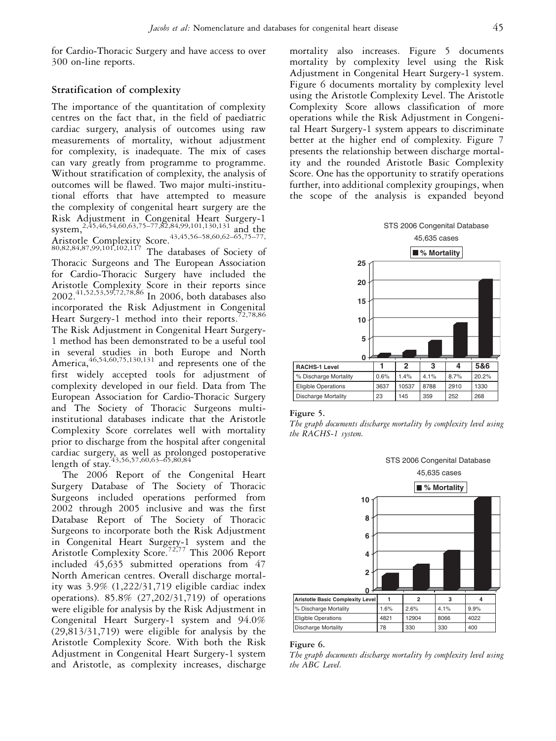for Cardio-Thoracic Surgery and have access to over 300 on-line reports.

## Stratification of complexity

The importance of the quantitation of complexity centres on the fact that, in the field of paediatric cardiac surgery, analysis of outcomes using raw measurements of mortality, without adjustment for complexity, is inadequate. The mix of cases can vary greatly from programme to programme. Without stratification of complexity, the analysis of outcomes will be flawed. Two major multi-institutional efforts that have attempted to measure the complexity of congenital heart surgery are the Risk Adjustment in Congenital Heart Surgery-1 system,[2,45,46,54,60,63,75–77,82,84,99,101,130,131] and the Aristotle Complexity Score.[43,45,56–58,60,62–65,75–77,80,82,84,87,99,101,102,117] The databases of Society of Thoracic Surgeons and The European Association for Cardio-Thoracic Surgery have included the Aristotle Complexity Score in their reports since 2002.[41,52,53,59,72,78,86] In 2006, both databases also incorporated the Risk Adjustment in Congenital Heart Surgery-1 method into their reports.[72,78,86] The Risk Adjustment in Congenital Heart Surgery-1 method has been demonstrated to be a useful tool in several studies in both Europe and North America,[46,54,60,75,130,131] and represents one of the first widely accepted tools for adjustment of complexity developed in our field. Data from The European Association for Cardio-Thoracic Surgery and The Society of Thoracic Surgeons multi-institutional databases indicate that the Aristotle Complexity Score correlates well with mortality prior to discharge from the hospital after congenital cardiac surgery, as well as prolonged postoperative length of stay.[43,56,57,60,63–65,80,84]

The 2006 Report of the Congenital Heart Surgery Database of The Society of Thoracic Surgeons included operations performed from 2002 through 2005 inclusive and was the first Database Report of The Society of Thoracic Surgeons to incorporate both the Risk Adjustment in Congenital Heart Surgery-1 system and the Aristotle Complexity Score.[72,77] This 2006 Report included 45,635 submitted operations from 47 North American centres. Overall discharge mortality was 3.9% (1,222/31,719 eligible cardiac index operations). 85.8% (27,202/31,719) of operations were eligible for analysis by the Risk Adjustment in Congenital Heart Surgery-1 system and 94.0% (29,813/31,719) were eligible for analysis by the Aristotle Complexity Score. With both the Risk Adjustment in Congenital Heart Surgery-1 system and Aristotle, as complexity increases, discharge mortality also increases. Figure 5 documents mortality by complexity level using the Risk Adjustment in Congenital Heart Surgery-1 system. Figure 6 documents mortality by complexity level using the Aristotle Complexity Level. The Aristotle Complexity Score allows classification of more operations while the Risk Adjustment in Congenital Heart Surgery-1 system appears to discriminate better at the higher end of complexity. Figure 7 presents the relationship between discharge mortality and the rounded Aristotle Basic Complexity Score. One has the opportunity to stratify operations further, into additional complexity groupings, when the scope of the analysis is expanded beyond

STS 2006 Congenital Database
45,635 cases

| RACHS-1 Level | 1 | 2 | 3 | 4 | 5&6 |
|---|---|---|---|---|---|
| % Discharge Mortality | 0.6% | 1.4% | 4.1% | 8.7% | 20.2% |
| Eligible Operations | 3637 | 10537 | 8788 | 2910 | 1330 |
| Discharge Mortality | 23 | 145 | 359 | 252 | 268 |

**Figure 5.**
*The graph documents discharge mortality by complexity level using the RACHS-1 system.*

STS 2006 Congenital Database
45,635 cases

| Aristotle Basic Complexity Level | 1 | 2 | 3 | 4 |
|---|---|---|---|---|
| % Discharge Mortality | 1.6% | 2.6% | 4.1% | 9.9% |
| Eligible Operations | 4821 | 12904 | 8066 | 4022 |
| Discharge Mortality | 78 | 330 | 330 | 400 |

**Figure 6.**
*The graph documents discharge mortality by complexity level using the ABC Level.*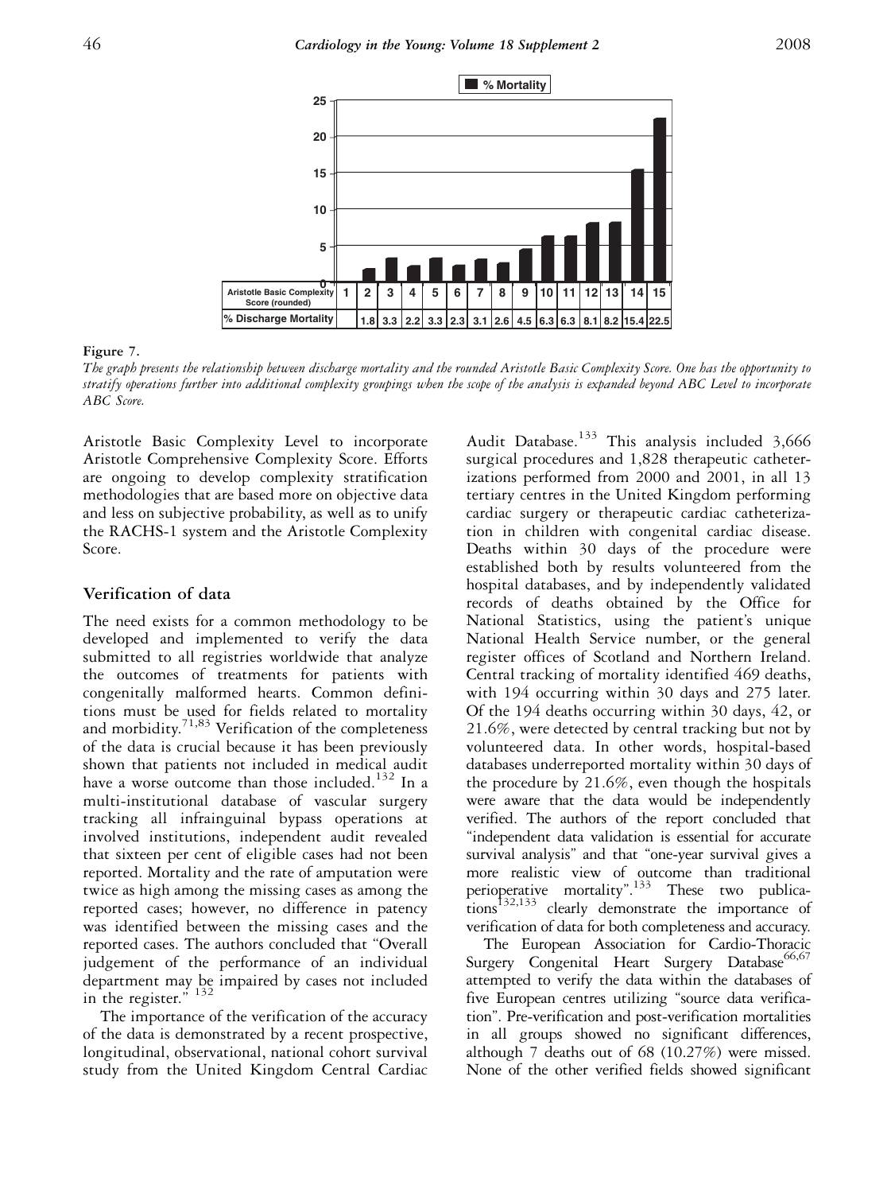| Aristotle Basic Complexity Score (rounded) | 1 | 2 | 3 | 4 | 5 | 6 | 7 | 8 | 9 | 10 | 11 | 12 | 13 | 14 | 15 |
|---|---|---|---|---|---|---|---|---|---|---|---|---|---|---|---|
| % Discharge Mortality | | 1.8 | 3.3 | 2.2 | 3.3 | 2.3 | 3.1 | 2.6 | 4.5 | 6.3 | 6.3 | 8.1 | 8.2 | 15.4 | 22.5 |

**Figure 7.**

*The graph presents the relationship between discharge mortality and the rounded Aristotle Basic Complexity Score. One has the opportunity to stratify operations further into additional complexity groupings when the scope of the analysis is expanded beyond ABC Level to incorporate ABC Score.*

Aristotle Basic Complexity Level to incorporate Aristotle Comprehensive Complexity Score. Efforts are ongoing to develop complexity stratification methodologies that are based more on objective data and less on subjective probability, as well as to unify the RACHS-1 system and the Aristotle Complexity Score.

## Verification of data

The need exists for a common methodology to be developed and implemented to verify the data submitted to all registries worldwide that analyze the outcomes of treatments for patients with congenitally malformed hearts. Common definitions must be used for fields related to mortality and morbidity.[71,83] Verification of the completeness of the data is crucial because it has been previously shown that patients not included in medical audit have a worse outcome than those included.[132] In a multi-institutional database of vascular surgery tracking all infrainguinal bypass operations at involved institutions, independent audit revealed that sixteen per cent of eligible cases had not been reported. Mortality and the rate of amputation were twice as high among the missing cases as among the reported cases; however, no difference in patency was identified between the missing cases and the reported cases. The authors concluded that "Overall judgement of the performance of an individual department may be impaired by cases not included in the register." [132]

The importance of the verification of the accuracy of the data is demonstrated by a recent prospective, longitudinal, observational, national cohort survival study from the United Kingdom Central Cardiac Audit Database.[133] This analysis included 3,666 surgical procedures and 1,828 therapeutic catheterizations performed from 2000 and 2001, in all 13 tertiary centres in the United Kingdom performing cardiac surgery or therapeutic cardiac catheterization in children with congenital cardiac disease. Deaths within 30 days of the procedure were established both by results volunteered from the hospital databases, and by independently validated records of deaths obtained by the Office for National Statistics, using the patient's unique National Health Service number, or the general register offices of Scotland and Northern Ireland. Central tracking of mortality identified 469 deaths, with 194 occurring within 30 days and 275 later. Of the 194 deaths occurring within 30 days, 42, or 21.6%, were detected by central tracking but not by volunteered data. In other words, hospital-based databases underreported mortality within 30 days of the procedure by 21.6%, even though the hospitals were aware that the data would be independently verified. The authors of the report concluded that "independent data validation is essential for accurate survival analysis" and that "one-year survival gives a more realistic view of outcome than traditional perioperative mortality".[133] These two publications[132,133] clearly demonstrate the importance of verification of data for both completeness and accuracy.

The European Association for Cardio-Thoracic Surgery Congenital Heart Surgery Database[66,67] attempted to verify the data within the databases of five European centres utilizing "source data verification". Pre-verification and post-verification mortalities in all groups showed no significant differences, although 7 deaths out of 68 (10.27%) were missed. None of the other verified fields showed significant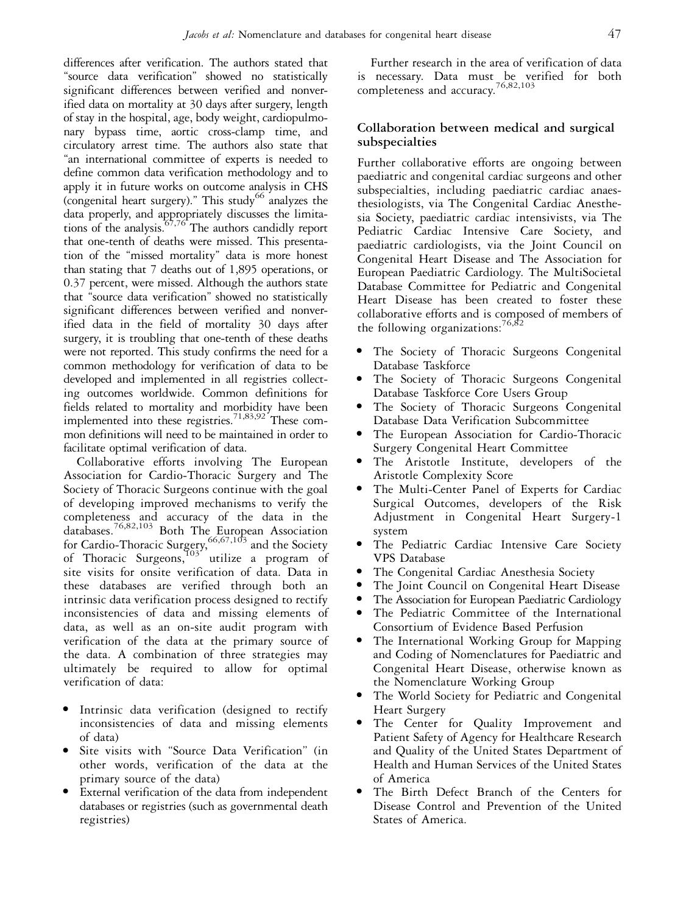differences after verification. The authors stated that "source data verification" showed no statistically significant differences between verified and nonverified data on mortality at 30 days after surgery, length of stay in the hospital, age, body weight, cardiopulmonary bypass time, aortic cross-clamp time, and circulatory arrest time. The authors also state that "an international committee of experts is needed to define common data verification methodology and to apply it in future works on outcome analysis in CHS (congenital heart surgery)." This study[66] analyzes the data properly, and appropriately discusses the limitations of the analysis.[67,76] The authors candidly report that one-tenth of deaths were missed. This presentation of the "missed mortality" data is more honest than stating that 7 deaths out of 1,895 operations, or 0.37 percent, were missed. Although the authors state that "source data verification" showed no statistically significant differences between verified and nonverified data in the field of mortality 30 days after surgery, it is troubling that one-tenth of these deaths were not reported. This study confirms the need for a common methodology for verification of data to be developed and implemented in all registries collecting outcomes worldwide. Common definitions for fields related to mortality and morbidity have been implemented into these registries.[71,83,92] These common definitions will need to be maintained in order to facilitate optimal verification of data.

Collaborative efforts involving The European Association for Cardio-Thoracic Surgery and The Society of Thoracic Surgeons continue with the goal of developing improved mechanisms to verify the completeness and accuracy of the data in the databases.[76,82,103] Both The European Association for Cardio-Thoracic Surgery,[66,67,103] and the Society of Thoracic Surgeons,[103] utilize a program of site visits for onsite verification of data. Data in these databases are verified through both an intrinsic data verification process designed to rectify inconsistencies of data and missing elements of data, as well as an on-site audit program with verification of the data at the primary source of the data. A combination of three strategies may ultimately be required to allow for optimal verification of data:

- Intrinsic data verification (designed to rectify inconsistencies of data and missing elements of data)
- Site visits with "Source Data Verification" (in other words, verification of the data at the primary source of the data)
- External verification of the data from independent databases or registries (such as governmental death registries)

Further research in the area of verification of data is necessary. Data must be verified for both completeness and accuracy.[76,82,103]

## Collaboration between medical and surgical subspecialties

Further collaborative efforts are ongoing between paediatric and congenital cardiac surgeons and other subspecialties, including paediatric cardiac anaesthesiologists, via The Congenital Cardiac Anesthesia Society, paediatric cardiac intensivists, via The Pediatric Cardiac Intensive Care Society, and paediatric cardiologists, via the Joint Council on Congenital Heart Disease and The Association for European Paediatric Cardiology. The MultiSocietal Database Committee for Pediatric and Congenital Heart Disease has been created to foster these collaborative efforts and is composed of members of the following organizations:[76,82]

- The Society of Thoracic Surgeons Congenital Database Taskforce
- The Society of Thoracic Surgeons Congenital Database Taskforce Core Users Group
- The Society of Thoracic Surgeons Congenital Database Data Verification Subcommittee
- The European Association for Cardio-Thoracic Surgery Congenital Heart Committee
- The Aristotle Institute, developers of the Aristotle Complexity Score
- The Multi-Center Panel of Experts for Cardiac Surgical Outcomes, developers of the Risk Adjustment in Congenital Heart Surgery-1 system
- The Pediatric Cardiac Intensive Care Society VPS Database
- The Congenital Cardiac Anesthesia Society
- The Joint Council on Congenital Heart Disease
- The Association for European Paediatric Cardiology
- The Pediatric Committee of the International Consortium of Evidence Based Perfusion
- The International Working Group for Mapping and Coding of Nomenclatures for Paediatric and Congenital Heart Disease, otherwise known as the Nomenclature Working Group
- The World Society for Pediatric and Congenital Heart Surgery
- The Center for Quality Improvement and Patient Safety of Agency for Healthcare Research and Quality of the United States Department of Health and Human Services of the United States of America
- The Birth Defect Branch of the Centers for Disease Control and Prevention of the United States of America.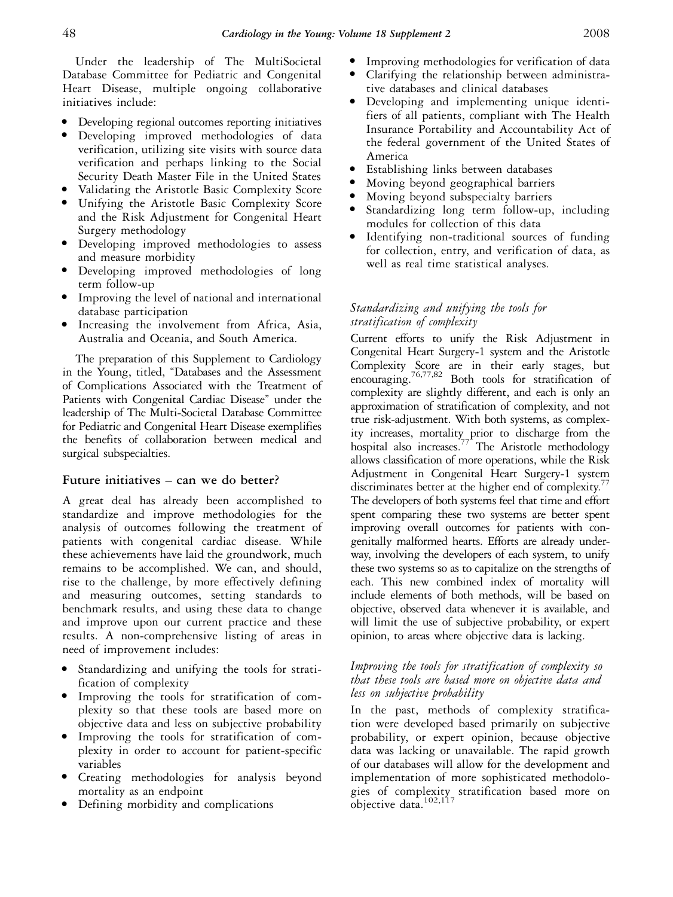Under the leadership of The MultiSocietal Database Committee for Pediatric and Congenital Heart Disease, multiple ongoing collaborative initiatives include:

- Developing regional outcomes reporting initiatives
- Developing improved methodologies of data verification, utilizing site visits with source data verification and perhaps linking to the Social Security Death Master File in the United States
- Validating the Aristotle Basic Complexity Score
- Unifying the Aristotle Basic Complexity Score and the Risk Adjustment for Congenital Heart Surgery methodology
- Developing improved methodologies to assess and measure morbidity
- Developing improved methodologies of long term follow-up
- Improving the level of national and international database participation
- Increasing the involvement from Africa, Asia, Australia and Oceania, and South America.

The preparation of this Supplement to Cardiology in the Young, titled, "Databases and the Assessment of Complications Associated with the Treatment of Patients with Congenital Cardiac Disease" under the leadership of The Multi-Societal Database Committee for Pediatric and Congenital Heart Disease exemplifies the benefits of collaboration between medical and surgical subspecialties.

## Future initiatives – can we do better?

A great deal has already been accomplished to standardize and improve methodologies for the analysis of outcomes following the treatment of patients with congenital cardiac disease. While these achievements have laid the groundwork, much remains to be accomplished. We can, and should, rise to the challenge, by more effectively defining and measuring outcomes, setting standards to benchmark results, and using these data to change and improve upon our current practice and these results. A non-comprehensive listing of areas in need of improvement includes:

- Standardizing and unifying the tools for stratification of complexity
- Improving the tools for stratification of complexity so that these tools are based more on objective data and less on subjective probability
- Improving the tools for stratification of complexity in order to account for patient-specific variables
- Creating methodologies for analysis beyond mortality as an endpoint
- Defining morbidity and complications
- Improving methodologies for verification of data
- Clarifying the relationship between administrative databases and clinical databases
- Developing and implementing unique identifiers of all patients, compliant with The Health Insurance Portability and Accountability Act of the federal government of the United States of America
- Establishing links between databases
- Moving beyond geographical barriers
- Moving beyond subspecialty barriers
- Standardizing long term follow-up, including modules for collection of this data
- Identifying non-traditional sources of funding for collection, entry, and verification of data, as well as real time statistical analyses.

### *Standardizing and unifying the tools for stratification of complexity*

Current efforts to unify the Risk Adjustment in Congenital Heart Surgery-1 system and the Aristotle Complexity Score are in their early stages, but encouraging.[76,77,82] Both tools for stratification of complexity are slightly different, and each is only an approximation of stratification of complexity, and not true risk-adjustment. With both systems, as complexity increases, mortality prior to discharge from the hospital also increases.[77] The Aristotle methodology allows classification of more operations, while the Risk Adjustment in Congenital Heart Surgery-1 system discriminates better at the higher end of complexity.[77] The developers of both systems feel that time and effort spent comparing these two systems are better spent improving overall outcomes for patients with congenitally malformed hearts. Efforts are already underway, involving the developers of each system, to unify these two systems so as to capitalize on the strengths of each. This new combined index of mortality will include elements of both methods, will be based on objective, observed data whenever it is available, and will limit the use of subjective probability, or expert opinion, to areas where objective data is lacking.

### *Improving the tools for stratification of complexity so that these tools are based more on objective data and less on subjective probability*

In the past, methods of complexity stratification were developed based primarily on subjective probability, or expert opinion, because objective data was lacking or unavailable. The rapid growth of our databases will allow for the development and implementation of more sophisticated methodologies of complexity stratification based more on objective data.[102,117]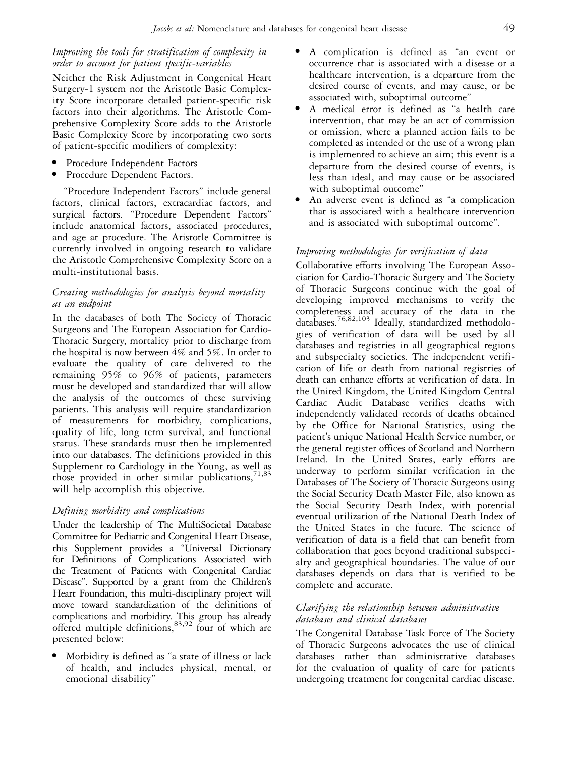### *Improving the tools for stratification of complexity in order to account for patient specific-variables*

Neither the Risk Adjustment in Congenital Heart Surgery-1 system nor the Aristotle Basic Complexity Score incorporate detailed patient-specific risk factors into their algorithms. The Aristotle Comprehensive Complexity Score adds to the Aristotle Basic Complexity Score by incorporating two sorts of patient-specific modifiers of complexity:

- Procedure Independent Factors
- Procedure Dependent Factors.

"Procedure Independent Factors" include general factors, clinical factors, extracardiac factors, and surgical factors. "Procedure Dependent Factors" include anatomical factors, associated procedures, and age at procedure. The Aristotle Committee is currently involved in ongoing research to validate the Aristotle Comprehensive Complexity Score on a multi-institutional basis.

### *Creating methodologies for analysis beyond mortality as an endpoint*

In the databases of both The Society of Thoracic Surgeons and The European Association for Cardio-Thoracic Surgery, mortality prior to discharge from the hospital is now between 4% and 5%. In order to evaluate the quality of care delivered to the remaining 95% to 96% of patients, parameters must be developed and standardized that will allow the analysis of the outcomes of these surviving patients. This analysis will require standardization of measurements for morbidity, complications, quality of life, long term survival, and functional status. These standards must then be implemented into our databases. The definitions provided in this Supplement to Cardiology in the Young, as well as those provided in other similar publications,[71,83] will help accomplish this objective.

### *Defining morbidity and complications*

Under the leadership of The MultiSocietal Database Committee for Pediatric and Congenital Heart Disease, this Supplement provides a "Universal Dictionary for Definitions of Complications Associated with the Treatment of Patients with Congenital Cardiac Disease". Supported by a grant from the Children's Heart Foundation, this multi-disciplinary project will move toward standardization of the definitions of complications and morbidity. This group has already offered multiple definitions,[83,92] four of which are presented below:

- Morbidity is defined as "a state of illness or lack of health, and includes physical, mental, or emotional disability"
- A complication is defined as "an event or occurrence that is associated with a disease or a healthcare intervention, is a departure from the desired course of events, and may cause, or be associated with, suboptimal outcome"
- A medical error is defined as "a health care intervention, that may be an act of commission or omission, where a planned action fails to be completed as intended or the use of a wrong plan is implemented to achieve an aim; this event is a departure from the desired course of events, is less than ideal, and may cause or be associated with suboptimal outcome"
- An adverse event is defined as "a complication that is associated with a healthcare intervention and is associated with suboptimal outcome".

### *Improving methodologies for verification of data*

Collaborative efforts involving The European Association for Cardio-Thoracic Surgery and The Society of Thoracic Surgeons continue with the goal of developing improved mechanisms to verify the completeness and accuracy of the data in the databases.[76,82,103] Ideally, standardized methodologies of verification of data will be used by all databases and registries in all geographical regions and subspecialty societies. The independent verification of life or death from national registries of death can enhance efforts at verification of data. In the United Kingdom, the United Kingdom Central Cardiac Audit Database verifies deaths with independently validated records of deaths obtained by the Office for National Statistics, using the patient's unique National Health Service number, or the general register offices of Scotland and Northern Ireland. In the United States, early efforts are underway to perform similar verification in the Databases of The Society of Thoracic Surgeons using the Social Security Death Master File, also known as the Social Security Death Index, with potential eventual utilization of the National Death Index of the United States in the future. The science of verification of data is a field that can benefit from collaboration that goes beyond traditional subspecialty and geographical boundaries. The value of our databases depends on data that is verified to be complete and accurate.

### *Clarifying the relationship between administrative databases and clinical databases*

The Congenital Database Task Force of The Society of Thoracic Surgeons advocates the use of clinical databases rather than administrative databases for the evaluation of quality of care for patients undergoing treatment for congenital cardiac disease.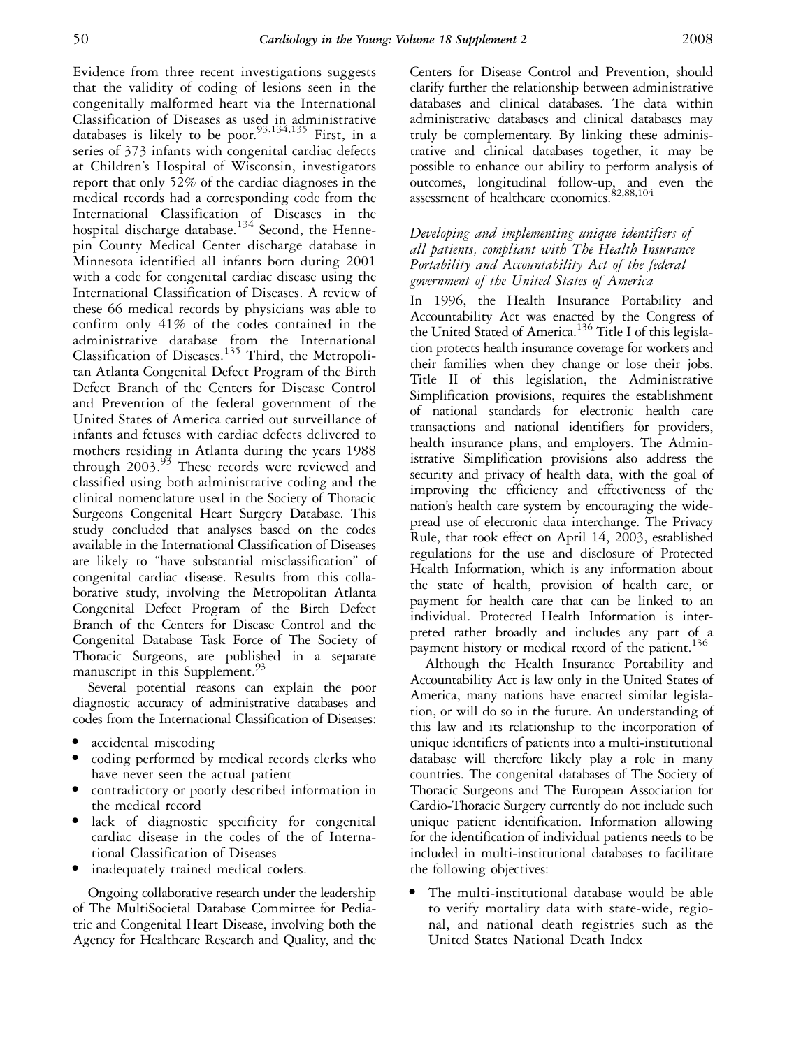Evidence from three recent investigations suggests that the validity of coding of lesions seen in the congenitally malformed heart via the International Classification of Diseases as used in administrative databases is likely to be poor.[93,134,135] First, in a series of 373 infants with congenital cardiac defects at Children's Hospital of Wisconsin, investigators report that only 52% of the cardiac diagnoses in the medical records had a corresponding code from the International Classification of Diseases in the hospital discharge database.[134] Second, the Hennepin County Medical Center discharge database in Minnesota identified all infants born during 2001 with a code for congenital cardiac disease using the International Classification of Diseases. A review of these 66 medical records by physicians was able to confirm only 41% of the codes contained in the administrative database from the International Classification of Diseases.[135] Third, the Metropolitan Atlanta Congenital Defect Program of the Birth Defect Branch of the Centers for Disease Control and Prevention of the federal government of the United States of America carried out surveillance of infants and fetuses with cardiac defects delivered to mothers residing in Atlanta during the years 1988 through 2003.[93] These records were reviewed and classified using both administrative coding and the clinical nomenclature used in the Society of Thoracic Surgeons Congenital Heart Surgery Database. This study concluded that analyses based on the codes available in the International Classification of Diseases are likely to "have substantial misclassification" of congenital cardiac disease. Results from this collaborative study, involving the Metropolitan Atlanta Congenital Defect Program of the Birth Defect Branch of the Centers for Disease Control and the Congenital Database Task Force of The Society of Thoracic Surgeons, are published in a separate manuscript in this Supplement.[93]

Several potential reasons can explain the poor diagnostic accuracy of administrative databases and codes from the International Classification of Diseases:

- accidental miscoding
- coding performed by medical records clerks who have never seen the actual patient
- contradictory or poorly described information in the medical record
- lack of diagnostic specificity for congenital cardiac disease in the codes of the of International Classification of Diseases
- inadequately trained medical coders.

Ongoing collaborative research under the leadership of The MultiSocietal Database Committee for Pediatric and Congenital Heart Disease, involving both the Agency for Healthcare Research and Quality, and the Centers for Disease Control and Prevention, should clarify further the relationship between administrative databases and clinical databases. The data within administrative databases and clinical databases may truly be complementary. By linking these administrative and clinical databases together, it may be possible to enhance our ability to perform analysis of outcomes, longitudinal follow-up, and even the assessment of healthcare economics.[82,88,104]

### *Developing and implementing unique identifiers of all patients, compliant with The Health Insurance Portability and Accountability Act of the federal government of the United States of America*

In 1996, the Health Insurance Portability and Accountability Act was enacted by the Congress of the United Stated of America.[136] Title I of this legislation protects health insurance coverage for workers and their families when they change or lose their jobs. Title II of this legislation, the Administrative Simplification provisions, requires the establishment of national standards for electronic health care transactions and national identifiers for providers, health insurance plans, and employers. The Administrative Simplification provisions also address the security and privacy of health data, with the goal of improving the efficiency and effectiveness of the nation's health care system by encouraging the widepread use of electronic data interchange. The Privacy Rule, that took effect on April 14, 2003, established regulations for the use and disclosure of Protected Health Information, which is any information about the state of health, provision of health care, or payment for health care that can be linked to an individual. Protected Health Information is interpreted rather broadly and includes any part of a payment history or medical record of the patient.[136]

Although the Health Insurance Portability and Accountability Act is law only in the United States of America, many nations have enacted similar legislation, or will do so in the future. An understanding of this law and its relationship to the incorporation of unique identifiers of patients into a multi-institutional database will therefore likely play a role in many countries. The congenital databases of The Society of Thoracic Surgeons and The European Association for Cardio-Thoracic Surgery currently do not include such unique patient identification. Information allowing for the identification of individual patients needs to be included in multi-institutional databases to facilitate the following objectives:

- The multi-institutional database would be able to verify mortality data with state-wide, regional, and national death registries such as the United States National Death Index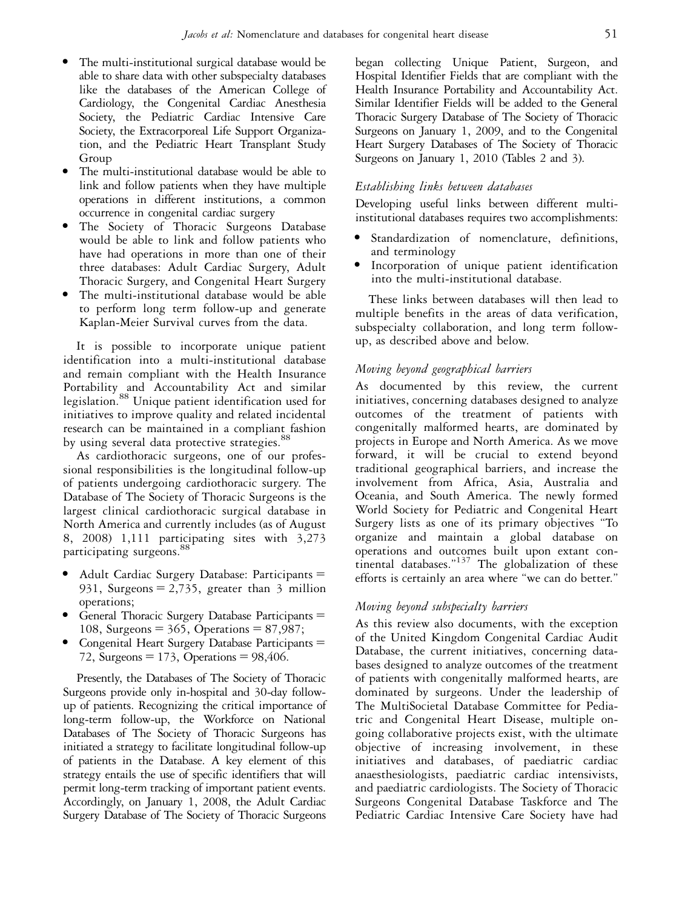- The multi-institutional surgical database would be able to share data with other subspecialty databases like the databases of the American College of Cardiology, the Congenital Cardiac Anesthesia Society, the Pediatric Cardiac Intensive Care Society, the Extracorporeal Life Support Organization, and the Pediatric Heart Transplant Study Group
- The multi-institutional database would be able to link and follow patients when they have multiple operations in different institutions, a common occurrence in congenital cardiac surgery
- The Society of Thoracic Surgeons Database would be able to link and follow patients who have had operations in more than one of their three databases: Adult Cardiac Surgery, Adult Thoracic Surgery, and Congenital Heart Surgery
- The multi-institutional database would be able to perform long term follow-up and generate Kaplan-Meier Survival curves from the data.

It is possible to incorporate unique patient identification into a multi-institutional database and remain compliant with the Health Insurance Portability and Accountability Act and similar legislation.[88] Unique patient identification used for initiatives to improve quality and related incidental research can be maintained in a compliant fashion by using several data protective strategies.[88]

As cardiothoracic surgeons, one of our professional responsibilities is the longitudinal follow-up of patients undergoing cardiothoracic surgery. The Database of The Society of Thoracic Surgeons is the largest clinical cardiothoracic surgical database in North America and currently includes (as of August 8, 2008) 1,111 participating sites with 3,273 participating surgeons.[88]

- Adult Cardiac Surgery Database: Participants = 931, Surgeons = 2,735, greater than 3 million operations;
- General Thoracic Surgery Database Participants = 108, Surgeons = 365, Operations = 87,987;
- Congenital Heart Surgery Database Participants = 72, Surgeons = 173, Operations = 98,406.

Presently, the Databases of The Society of Thoracic Surgeons provide only in-hospital and 30-day follow-up of patients. Recognizing the critical importance of long-term follow-up, the Workforce on National Databases of The Society of Thoracic Surgeons has initiated a strategy to facilitate longitudinal follow-up of patients in the Database. A key element of this strategy entails the use of specific identifiers that will permit long-term tracking of important patient events. Accordingly, on January 1, 2008, the Adult Cardiac Surgery Database of The Society of Thoracic Surgeons began collecting Unique Patient, Surgeon, and Hospital Identifier Fields that are compliant with the Health Insurance Portability and Accountability Act. Similar Identifier Fields will be added to the General Thoracic Surgery Database of The Society of Thoracic Surgeons on January 1, 2009, and to the Congenital Heart Surgery Databases of The Society of Thoracic Surgeons on January 1, 2010 (Tables 2 and 3).

*Establishing links between databases*

Developing useful links between different multi-institutional databases requires two accomplishments:

- Standardization of nomenclature, definitions, and terminology
- Incorporation of unique patient identification into the multi-institutional database.

These links between databases will then lead to multiple benefits in the areas of data verification, subspecialty collaboration, and long term follow-up, as described above and below.

*Moving beyond geographical barriers*

As documented by this review, the current initiatives, concerning databases designed to analyze outcomes of the treatment of patients with congenitally malformed hearts, are dominated by projects in Europe and North America. As we move forward, it will be crucial to extend beyond traditional geographical barriers, and increase the involvement from Africa, Asia, Australia and Oceania, and South America. The newly formed World Society for Pediatric and Congenital Heart Surgery lists as one of its primary objectives "To organize and maintain a global database on operations and outcomes built upon extant continental databases."[137] The globalization of these efforts is certainly an area where "we can do better."

*Moving beyond subspecialty barriers*

As this review also documents, with the exception of the United Kingdom Congenital Cardiac Audit Database, the current initiatives, concerning databases designed to analyze outcomes of the treatment of patients with congenitally malformed hearts, are dominated by surgeons. Under the leadership of The MultiSocietal Database Committee for Pediatric and Congenital Heart Disease, multiple ongoing collaborative projects exist, with the ultimate objective of increasing involvement, in these initiatives and databases, of paediatric cardiac anaesthesiologists, paediatric cardiac intensivists, and paediatric cardiologists. The Society of Thoracic Surgeons Congenital Database Taskforce and The Pediatric Cardiac Intensive Care Society have had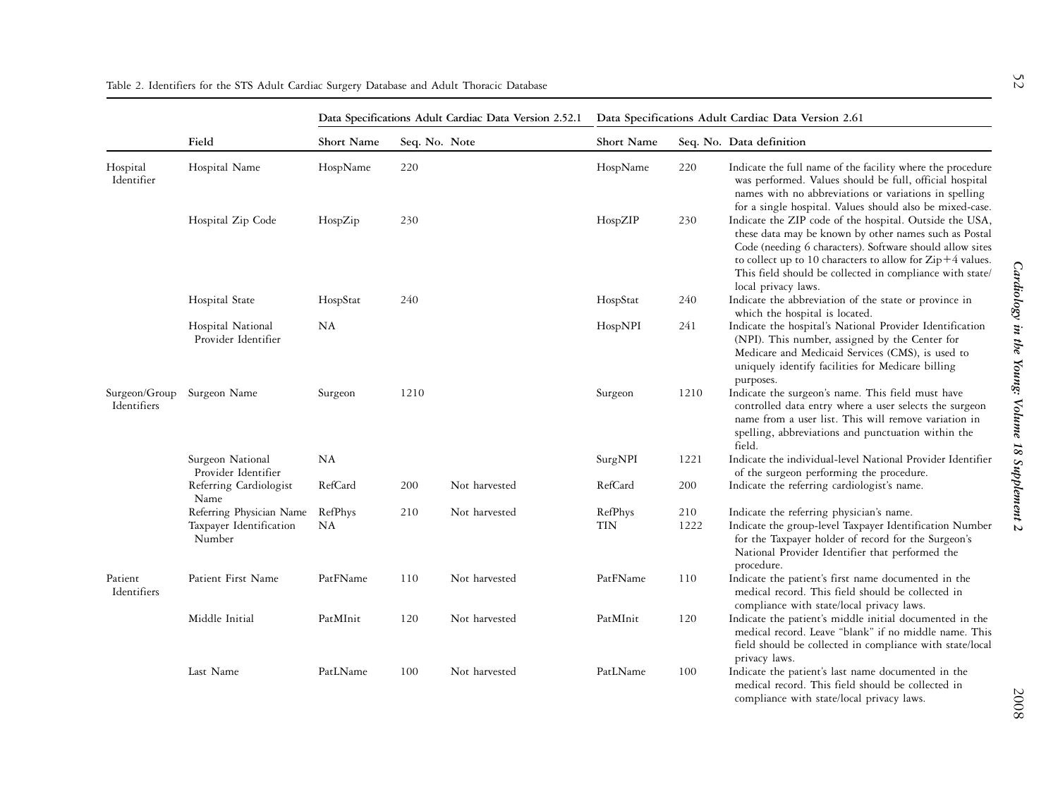Table 2. Identifiers for the STS Adult Cardiac Surgery Database and Adult Thoracic Database

| | | Data Specifications Adult Cardiac Data Version 2.52.1 | | | Data Specifications Adult Cardiac Data Version 2.61 | | |
|---|---|---|---|---|---|---|---|
| | Field | Short Name | Seq. No. | Note | Short Name | Seq. No. | Data definition |
| Hospital Identifier | Hospital Name | HospName | 220 | | HospName | 220 | Indicate the full name of the facility where the procedure was performed. Values should be full, official hospital names with no abbreviations or variations in spelling for a single hospital. Values should also be mixed-case. |
| | Hospital Zip Code | HospZip | 230 | | HospZIP | 230 | Indicate the ZIP code of the hospital. Outside the USA, these data may be known by other names such as Postal Code (needing 6 characters). Software should allow sites to collect up to 10 characters to allow for Zip+4 values. This field should be collected in compliance with state/local privacy laws. |
| | Hospital State | HospStat | 240 | | HospStat | 240 | Indicate the abbreviation of the state or province in which the hospital is located. |
| | Hospital National Provider Identifier | NA | | | HospNPI | 241 | Indicate the hospital's National Provider Identification (NPI). This number, assigned by the Center for Medicare and Medicaid Services (CMS), is used to uniquely identify facilities for Medicare billing purposes. |
| Surgeon/Group Identifiers | Surgeon Name | Surgeon | 1210 | | Surgeon | 1210 | Indicate the surgeon's name. This field must have controlled data entry where a user selects the surgeon name from a user list. This will remove variation in spelling, abbreviations and punctuation within the field. |
| | Surgeon National Provider Identifier | NA | | | SurgNPI | 1221 | Indicate the individual-level National Provider Identifier of the surgeon performing the procedure. |
| | Referring Cardiologist Name | RefCard | 200 | Not harvested | RefCard | 200 | Indicate the referring cardiologist's name. |
| | Referring Physician Name | RefPhys | 210 | Not harvested | RefPhys | 210 | Indicate the referring physician's name. |
| | Taxpayer Identification Number | NA | | | TIN | 1222 | Indicate the group-level Taxpayer Identification Number for the Taxpayer holder of record for the Surgeon's National Provider Identifier that performed the procedure. |
| Patient Identifiers | Patient First Name | PatFName | 110 | Not harvested | PatFName | 110 | Indicate the patient's first name documented in the medical record. This field should be collected in compliance with state/local privacy laws. |
| | Middle Initial | PatMInit | 120 | Not harvested | PatMInit | 120 | Indicate the patient's middle initial documented in the medical record. Leave "blank" if no middle name. This field should be collected in compliance with state/local privacy laws. |
| | Last Name | PatLName | 100 | Not harvested | PatLName | 100 | Indicate the patient's last name documented in the medical record. This field should be collected in compliance with state/local privacy laws. |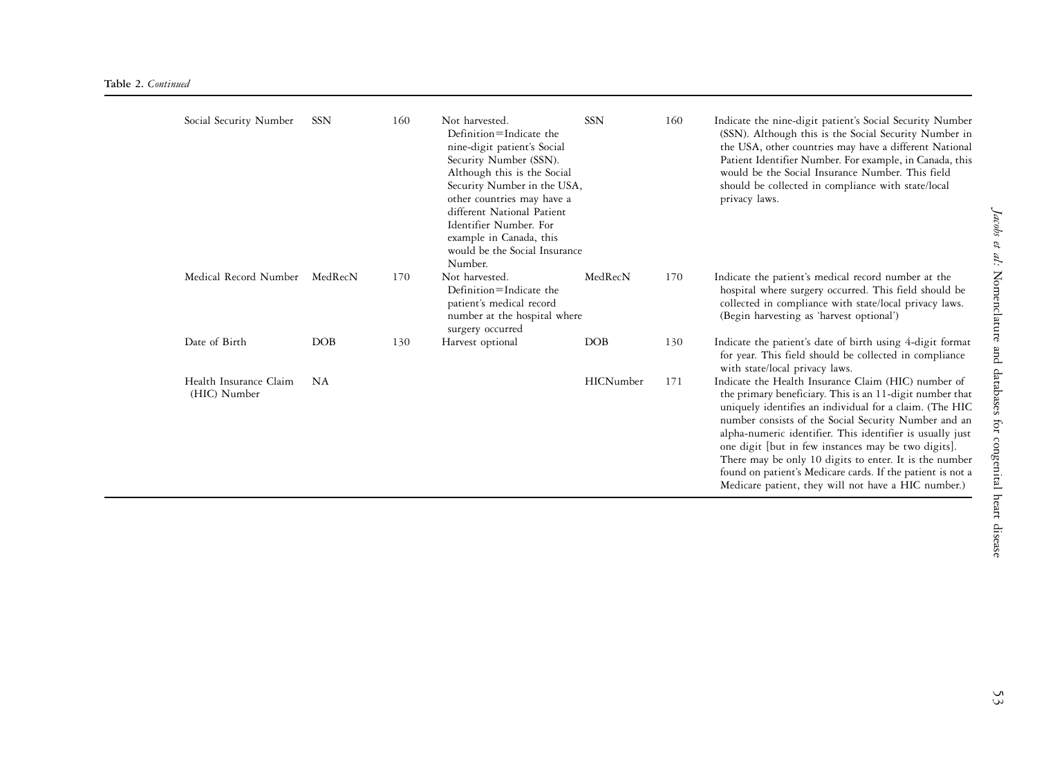**Table 2.** *Continued*

| | | | | | | |
|---|---|---|---|---|---|---|
| Social Security Number | SSN | 160 | Not harvested. Definition=Indicate the nine-digit patient's Social Security Number (SSN). Although this is the Social Security Number in the USA, other countries may have a different National Patient Identifier Number. For example in Canada, this would be the Social Insurance Number. | SSN | 160 | Indicate the nine-digit patient's Social Security Number (SSN). Although this is the Social Security Number in the USA, other countries may have a different National Patient Identifier Number. For example, in Canada, this would be the Social Insurance Number. This field should be collected in compliance with state/local privacy laws. |
| Medical Record Number | MedRecN | 170 | Not harvested. Definition=Indicate the patient's medical record number at the hospital where surgery occurred | MedRecN | 170 | Indicate the patient's medical record number at the hospital where surgery occurred. This field should be collected in compliance with state/local privacy laws. (Begin harvesting as 'harvest optional') |
| Date of Birth | DOB | 130 | Harvest optional | DOB | 130 | Indicate the patient's date of birth using 4-digit format for year. This field should be collected in compliance with state/local privacy laws. |
| Health Insurance Claim (HIC) Number | NA | | | HICNumber | 171 | Indicate the Health Insurance Claim (HIC) number of the primary beneficiary. This is an 11-digit number that uniquely identifies an individual for a claim. (The HIC number consists of the Social Security Number and an alpha-numeric identifier. This identifier is usually just one digit [but in few instances may be two digits]. There may be only 10 digits to enter. It is the number found on patient's Medicare cards. If the patient is not a Medicare patient, they will not have a HIC number.) |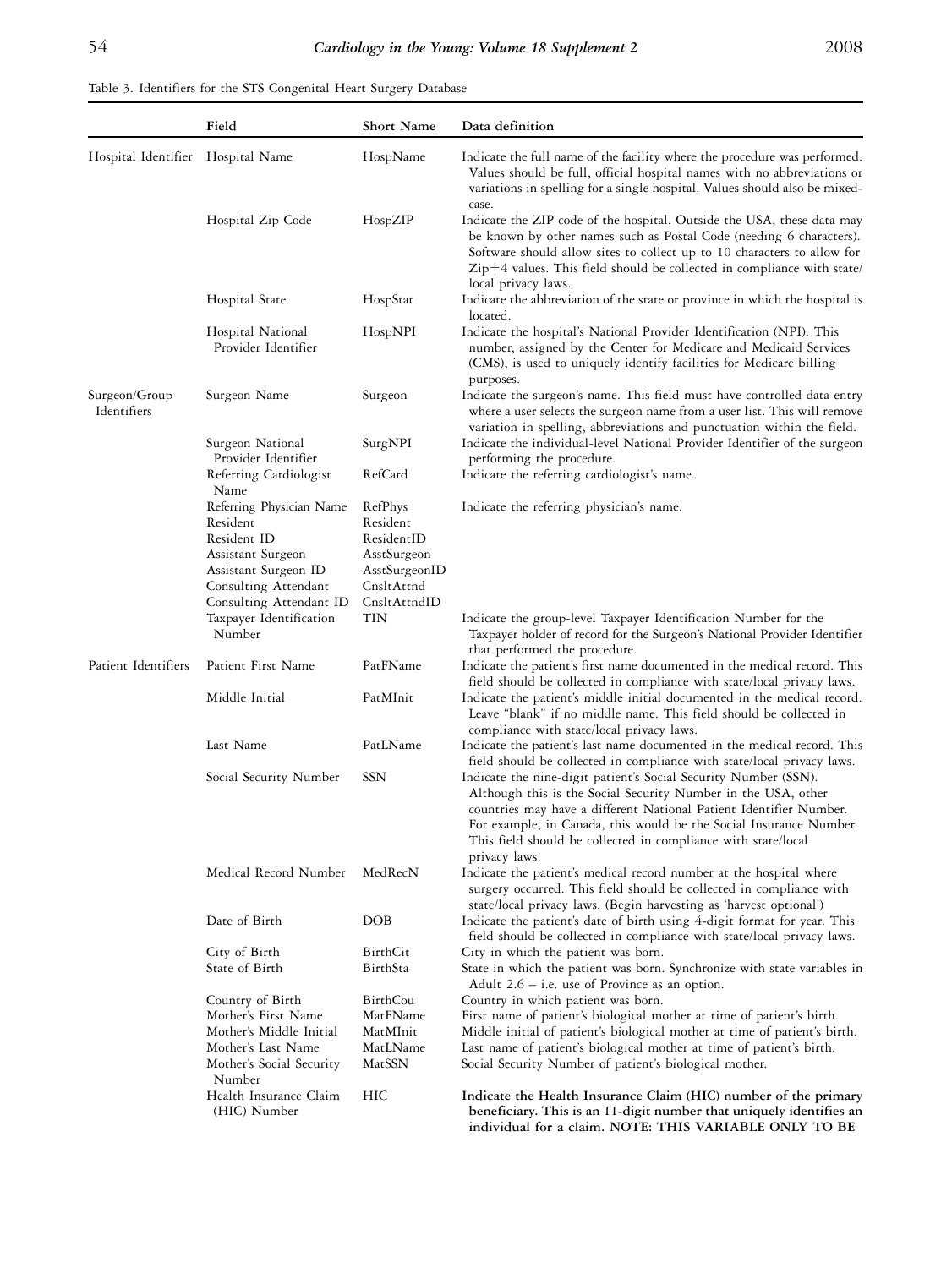Table 3. Identifiers for the STS Congenital Heart Surgery Database

| | Field | Short Name | Data definition |
|---|---|---|---|
| Hospital Identifier | Hospital Name | HospName | Indicate the full name of the facility where the procedure was performed. Values should be full, official hospital names with no abbreviations or variations in spelling for a single hospital. Values should also be mixed-case. |
| | Hospital Zip Code | HospZIP | Indicate the ZIP code of the hospital. Outside the USA, these data may be known by other names such as Postal Code (needing 6 characters). Software should allow sites to collect up to 10 characters to allow for Zip+4 values. This field should be collected in compliance with state/local privacy laws. |
| | Hospital State | HospStat | Indicate the abbreviation of the state or province in which the hospital is located. |
| | Hospital National Provider Identifier | HospNPI | Indicate the hospital's National Provider Identification (NPI). This number, assigned by the Center for Medicare and Medicaid Services (CMS), is used to uniquely identify facilities for Medicare billing purposes. |
| Surgeon/Group Identifiers | Surgeon Name | Surgeon | Indicate the surgeon's name. This field must have controlled data entry where a user selects the surgeon name from a user list. This will remove variation in spelling, abbreviations and punctuation within the field. |
| | Surgeon National Provider Identifier | SurgNPI | Indicate the individual-level National Provider Identifier of the surgeon performing the procedure. |
| | Referring Cardiologist Name | RefCard | Indicate the referring cardiologist's name. |
| | Referring Physician Name | RefPhys | Indicate the referring physician's name. |
| | Resident | Resident | |
| | Resident ID | ResidentID | |
| | Assistant Surgeon | AsstSurgeon | |
| | Assistant Surgeon ID | AsstSurgeonID | |
| | Consulting Attendant | CnsltAttnd | |
| | Consulting Attendant ID | CnsltAttndID | |
| | Taxpayer Identification Number | TIN | Indicate the group-level Taxpayer Identification Number for the Taxpayer holder of record for the Surgeon's National Provider Identifier that performed the procedure. |
| Patient Identifiers | Patient First Name | PatFName | Indicate the patient's first name documented in the medical record. This field should be collected in compliance with state/local privacy laws. |
| | Middle Initial | PatMInit | Indicate the patient's middle initial documented in the medical record. Leave "blank" if no middle name. This field should be collected in compliance with state/local privacy laws. |
| | Last Name | PatLName | Indicate the patient's last name documented in the medical record. This field should be collected in compliance with state/local privacy laws. |
| | Social Security Number | SSN | Indicate the nine-digit patient's Social Security Number (SSN). Although this is the Social Security Number in the USA, other countries may have a different National Patient Identifier Number. For example, in Canada, this would be the Social Insurance Number. This field should be collected in compliance with state/local privacy laws. |
| | Medical Record Number | MedRecN | Indicate the patient's medical record number at the hospital where surgery occurred. This field should be collected in compliance with state/local privacy laws. (Begin harvesting as 'harvest optional') |
| | Date of Birth | DOB | Indicate the patient's date of birth using 4-digit format for year. This field should be collected in compliance with state/local privacy laws. |
| | City of Birth | BirthCit | City in which the patient was born. |
| | State of Birth | BirthSta | State in which the patient was born. Synchronize with state variables in Adult 2.6 – i.e. use of Province as an option. |
| | Country of Birth | BirthCou | Country in which patient was born. |
| | Mother's First Name | MatFName | First name of patient's biological mother at time of patient's birth. |
| | Mother's Middle Initial | MatMInit | Middle initial of patient's biological mother at time of patient's birth. |
| | Mother's Last Name | MatLName | Last name of patient's biological mother at time of patient's birth. |
| | Mother's Social Security Number | MatSSN | Social Security Number of patient's biological mother. |
| | Health Insurance Claim (HIC) Number | HIC | **Indicate the Health Insurance Claim (HIC) number of the primary beneficiary. This is an 11-digit number that uniquely identifies an individual for a claim. NOTE: THIS VARIABLE ONLY TO BE** |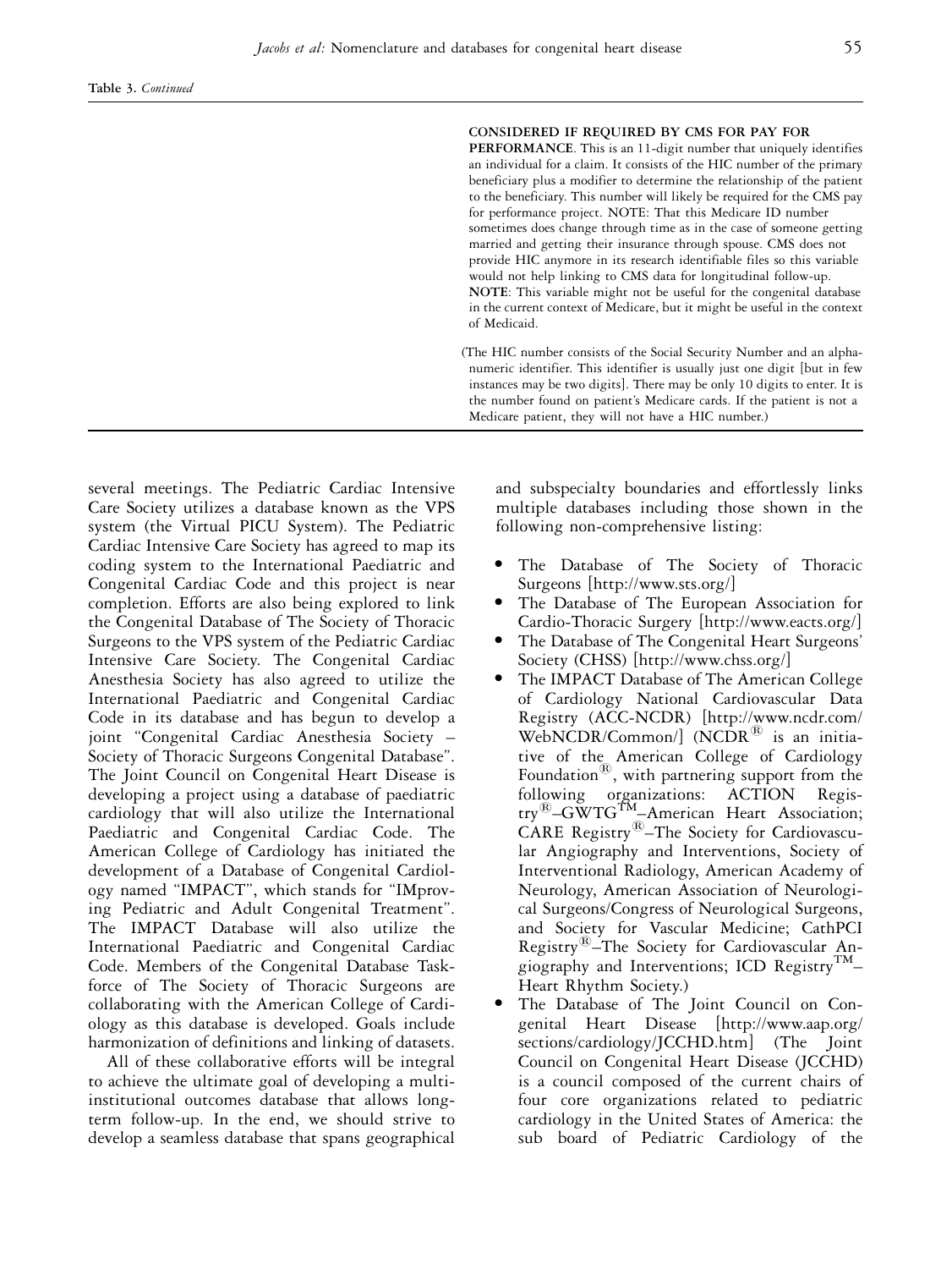**Table 3.** *Continued*

| | |
|---|---|
| | **CONSIDERED IF REQUIRED BY CMS FOR PAY FOR PERFORMANCE**. This is an 11-digit number that uniquely identifies an individual for a claim. It consists of the HIC number of the primary beneficiary plus a modifier to determine the relationship of the patient to the beneficiary. This number will likely be required for the CMS pay for performance project. NOTE: That this Medicare ID number sometimes does change through time as in the case of someone getting married and getting their insurance through spouse. CMS does not provide HIC anymore in its research identifiable files so this variable would not help linking to CMS data for longitudinal follow-up. **NOTE**: This variable might not be useful for the congenital database in the current context of Medicare, but it might be useful in the context of Medicaid.<br><br>(The HIC number consists of the Social Security Number and an alphanumeric identifier. This identifier is usually just one digit [but in few instances may be two digits]. There may be only 10 digits to enter. It is the number found on patient's Medicare cards. If the patient is not a Medicare patient, they will not have a HIC number.) |

several meetings. The Pediatric Cardiac Intensive Care Society utilizes a database known as the VPS system (the Virtual PICU System). The Pediatric Cardiac Intensive Care Society has agreed to map its coding system to the International Paediatric and Congenital Cardiac Code and this project is near completion. Efforts are also being explored to link the Congenital Database of The Society of Thoracic Surgeons to the VPS system of the Pediatric Cardiac Intensive Care Society. The Congenital Cardiac Anesthesia Society has also agreed to utilize the International Paediatric and Congenital Cardiac Code in its database and has begun to develop a joint "Congenital Cardiac Anesthesia Society – Society of Thoracic Surgeons Congenital Database". The Joint Council on Congenital Heart Disease is developing a project using a database of paediatric cardiology that will also utilize the International Paediatric and Congenital Cardiac Code. The American College of Cardiology has initiated the development of a Database of Congenital Cardiology named "IMPACT", which stands for "IMproving Pediatric and Adult Congenital Treatment". The IMPACT Database will also utilize the International Paediatric and Congenital Cardiac Code. Members of the Congenital Database Taskforce of The Society of Thoracic Surgeons are collaborating with the American College of Cardiology as this database is developed. Goals include harmonization of definitions and linking of datasets.

All of these collaborative efforts will be integral to achieve the ultimate goal of developing a multi-institutional outcomes database that allows long-term follow-up. In the end, we should strive to develop a seamless database that spans geographical and subspecialty boundaries and effortlessly links multiple databases including those shown in the following non-comprehensive listing:

- The Database of The Society of Thoracic Surgeons [http://www.sts.org/]
- The Database of The European Association for Cardio-Thoracic Surgery [http://www.eacts.org/]
- The Database of The Congenital Heart Surgeons' Society (CHSS) [http://www.chss.org/]
- The IMPACT Database of The American College of Cardiology National Cardiovascular Data Registry (ACC-NCDR) [http://www.ncdr.com/WebNCDR/Common/] (NCDR® is an initiative of the American College of Cardiology Foundation®, with partnering support from the following organizations: ACTION Registry®–GWTG™–American Heart Association; CARE Registry®–The Society for Cardiovascular Angiography and Interventions, Society of Interventional Radiology, American Academy of Neurology, American Association of Neurological Surgeons/Congress of Neurological Surgeons, and Society for Vascular Medicine; CathPCI Registry®–The Society for Cardiovascular Angiography and Interventions; ICD Registry™–Heart Rhythm Society.)
- The Database of The Joint Council on Congenital Heart Disease [http://www.aap.org/sections/cardiology/JCCHD.htm] (The Joint Council on Congenital Heart Disease (JCCHD) is a council composed of the current chairs of four core organizations related to pediatric cardiology in the United States of America: the sub board of Pediatric Cardiology of the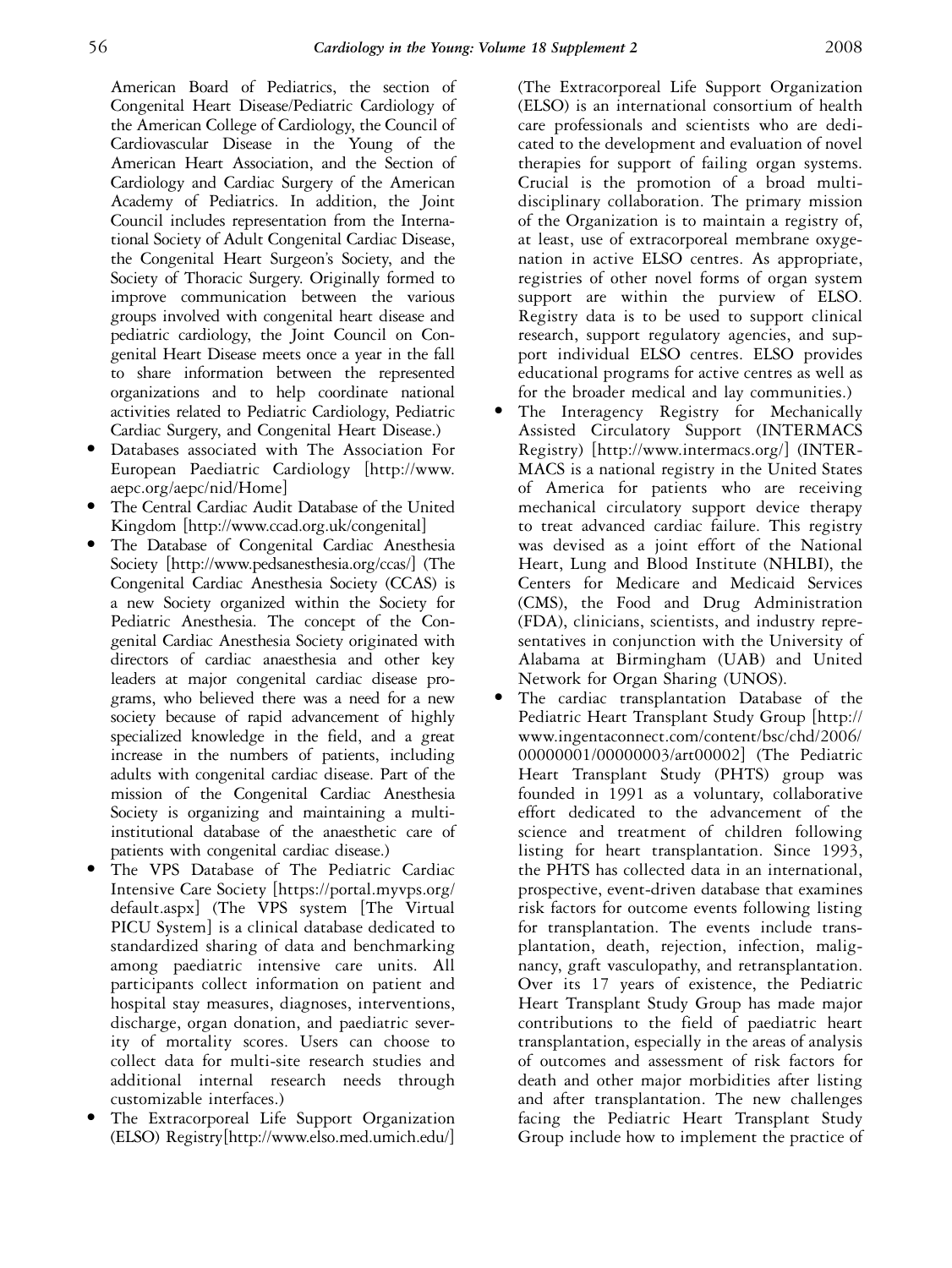American Board of Pediatrics, the section of Congenital Heart Disease/Pediatric Cardiology of the American College of Cardiology, the Council of Cardiovascular Disease in the Young of the American Heart Association, and the Section of Cardiology and Cardiac Surgery of the American Academy of Pediatrics. In addition, the Joint Council includes representation from the International Society of Adult Congenital Cardiac Disease, the Congenital Heart Surgeon's Society, and the Society of Thoracic Surgery. Originally formed to improve communication between the various groups involved with congenital heart disease and pediatric cardiology, the Joint Council on Congenital Heart Disease meets once a year in the fall to share information between the represented organizations and to help coordinate national activities related to Pediatric Cardiology, Pediatric Cardiac Surgery, and Congenital Heart Disease.)

- Databases associated with The Association For European Paediatric Cardiology [http://www.aepc.org/aepc/nid/Home]
- The Central Cardiac Audit Database of the United Kingdom [http://www.ccad.org.uk/congenital]
- The Database of Congenital Cardiac Anesthesia Society [http://www.pedsanesthesia.org/ccas/] (The Congenital Cardiac Anesthesia Society (CCAS) is a new Society organized within the Society for Pediatric Anesthesia. The concept of the Congenital Cardiac Anesthesia Society originated with directors of cardiac anaesthesia and other key leaders at major congenital cardiac disease programs, who believed there was a need for a new society because of rapid advancement of highly specialized knowledge in the field, and a great increase in the numbers of patients, including adults with congenital cardiac disease. Part of the mission of the Congenital Cardiac Anesthesia Society is organizing and maintaining a multi-institutional database of the anaesthetic care of patients with congenital cardiac disease.)
- The VPS Database of The Pediatric Cardiac Intensive Care Society [https://portal.myvps.org/default.aspx] (The VPS system [The Virtual PICU System] is a clinical database dedicated to standardized sharing of data and benchmarking among paediatric intensive care units. All participants collect information on patient and hospital stay measures, diagnoses, interventions, discharge, organ donation, and paediatric severity of mortality scores. Users can choose to collect data for multi-site research studies and additional internal research needs through customizable interfaces.)
- The Extracorporeal Life Support Organization (ELSO) Registry[http://www.elso.med.umich.edu/] (The Extracorporeal Life Support Organization (ELSO) is an international consortium of health care professionals and scientists who are dedicated to the development and evaluation of novel therapies for support of failing organ systems. Crucial is the promotion of a broad multidisciplinary collaboration. The primary mission of the Organization is to maintain a registry of, at least, use of extracorporeal membrane oxygenation in active ELSO centres. As appropriate, registries of other novel forms of organ system support are within the purview of ELSO. Registry data is to be used to support clinical research, support regulatory agencies, and support individual ELSO centres. ELSO provides educational programs for active centres as well as for the broader medical and lay communities.)
- The Interagency Registry for Mechanically Assisted Circulatory Support (INTERMACS Registry) [http://www.intermacs.org/] (INTERMACS is a national registry in the United States of America for patients who are receiving mechanical circulatory support device therapy to treat advanced cardiac failure. This registry was devised as a joint effort of the National Heart, Lung and Blood Institute (NHLBI), the Centers for Medicare and Medicaid Services (CMS), the Food and Drug Administration (FDA), clinicians, scientists, and industry representatives in conjunction with the University of Alabama at Birmingham (UAB) and United Network for Organ Sharing (UNOS).
- The cardiac transplantation Database of the Pediatric Heart Transplant Study Group [http://www.ingentaconnect.com/content/bsc/chd/2006/00000001/00000003/art00002] (The Pediatric Heart Transplant Study (PHTS) group was founded in 1991 as a voluntary, collaborative effort dedicated to the advancement of the science and treatment of children following listing for heart transplantation. Since 1993, the PHTS has collected data in an international, prospective, event-driven database that examines risk factors for outcome events following listing for transplantation. The events include transplantation, death, rejection, infection, malignancy, graft vasculopathy, and retransplantation. Over its 17 years of existence, the Pediatric Heart Transplant Study Group has made major contributions to the field of paediatric heart transplantation, especially in the areas of analysis of outcomes and assessment of risk factors for death and other major morbidities after listing and after transplantation. The new challenges facing the Pediatric Heart Transplant Study Group include how to implement the practice of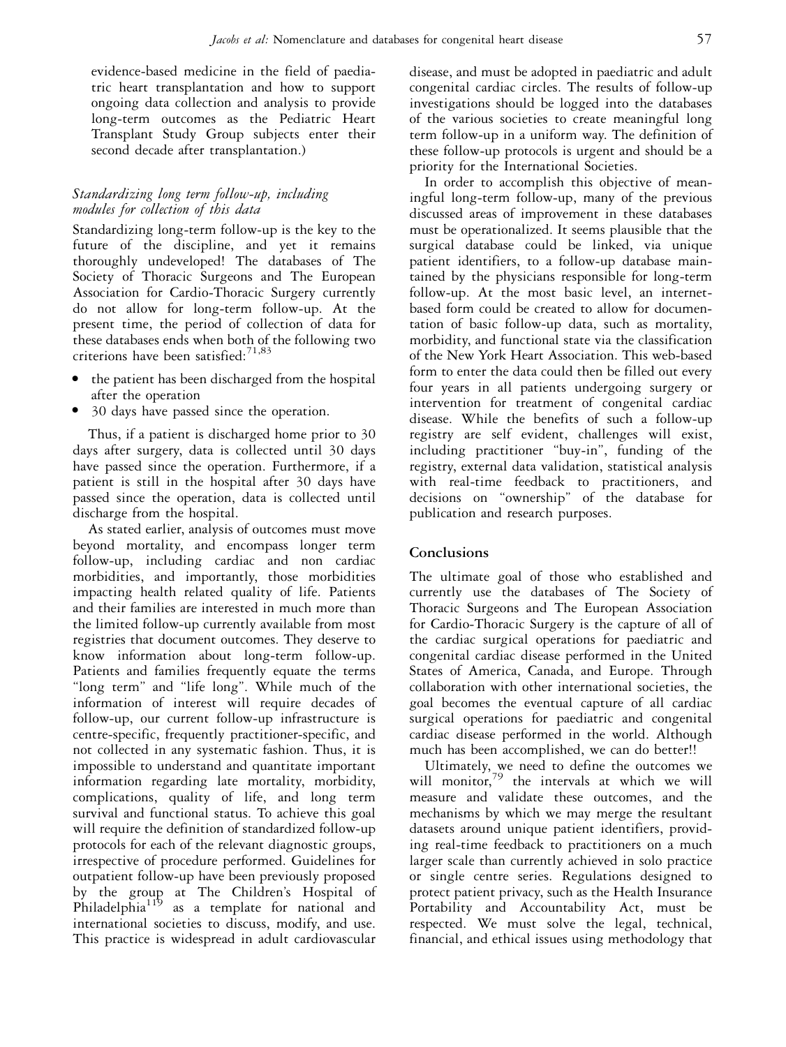evidence-based medicine in the field of paediatric heart transplantation and how to support ongoing data collection and analysis to provide long-term outcomes as the Pediatric Heart Transplant Study Group subjects enter their second decade after transplantation.)

### *Standardizing long term follow-up, including modules for collection of this data*

Standardizing long-term follow-up is the key to the future of the discipline, and yet it remains thoroughly undeveloped! The databases of The Society of Thoracic Surgeons and The European Association for Cardio-Thoracic Surgery currently do not allow for long-term follow-up. At the present time, the period of collection of data for these databases ends when both of the following two criterions have been satisfied:[71,83]

- the patient has been discharged from the hospital after the operation
- 30 days have passed since the operation.

Thus, if a patient is discharged home prior to 30 days after surgery, data is collected until 30 days have passed since the operation. Furthermore, if a patient is still in the hospital after 30 days have passed since the operation, data is collected until discharge from the hospital.

As stated earlier, analysis of outcomes must move beyond mortality, and encompass longer term follow-up, including cardiac and non cardiac morbidities, and importantly, those morbidities impacting health related quality of life. Patients and their families are interested in much more than the limited follow-up currently available from most registries that document outcomes. They deserve to know information about long-term follow-up. Patients and families frequently equate the terms "long term" and "life long". While much of the information of interest will require decades of follow-up, our current follow-up infrastructure is centre-specific, frequently practitioner-specific, and not collected in any systematic fashion. Thus, it is impossible to understand and quantitate important information regarding late mortality, morbidity, complications, quality of life, and long term survival and functional status. To achieve this goal will require the definition of standardized follow-up protocols for each of the relevant diagnostic groups, irrespective of procedure performed. Guidelines for outpatient follow-up have been previously proposed by the group at The Children's Hospital of Philadelphia[119] as a template for national and international societies to discuss, modify, and use. This practice is widespread in adult cardiovascular disease, and must be adopted in paediatric and adult congenital cardiac circles. The results of follow-up investigations should be logged into the databases of the various societies to create meaningful long term follow-up in a uniform way. The definition of these follow-up protocols is urgent and should be a priority for the International Societies.

In order to accomplish this objective of meaningful long-term follow-up, many of the previous discussed areas of improvement in these databases must be operationalized. It seems plausible that the surgical database could be linked, via unique patient identifiers, to a follow-up database maintained by the physicians responsible for long-term follow-up. At the most basic level, an internet-based form could be created to allow for documentation of basic follow-up data, such as mortality, morbidity, and functional state via the classification of the New York Heart Association. This web-based form to enter the data could then be filled out every four years in all patients undergoing surgery or intervention for treatment of congenital cardiac disease. While the benefits of such a follow-up registry are self evident, challenges will exist, including practitioner "buy-in", funding of the registry, external data validation, statistical analysis with real-time feedback to practitioners, and decisions on "ownership" of the database for publication and research purposes.

## Conclusions

The ultimate goal of those who established and currently use the databases of The Society of Thoracic Surgeons and The European Association for Cardio-Thoracic Surgery is the capture of all of the cardiac surgical operations for paediatric and congenital cardiac disease performed in the United States of America, Canada, and Europe. Through collaboration with other international societies, the goal becomes the eventual capture of all cardiac surgical operations for paediatric and congenital cardiac disease performed in the world. Although much has been accomplished, we can do better!!

Ultimately, we need to define the outcomes we will monitor,[79] the intervals at which we will measure and validate these outcomes, and the mechanisms by which we may merge the resultant datasets around unique patient identifiers, providing real-time feedback to practitioners on a much larger scale than currently achieved in solo practice or single centre series. Regulations designed to protect patient privacy, such as the Health Insurance Portability and Accountability Act, must be respected. We must solve the legal, technical, financial, and ethical issues using methodology that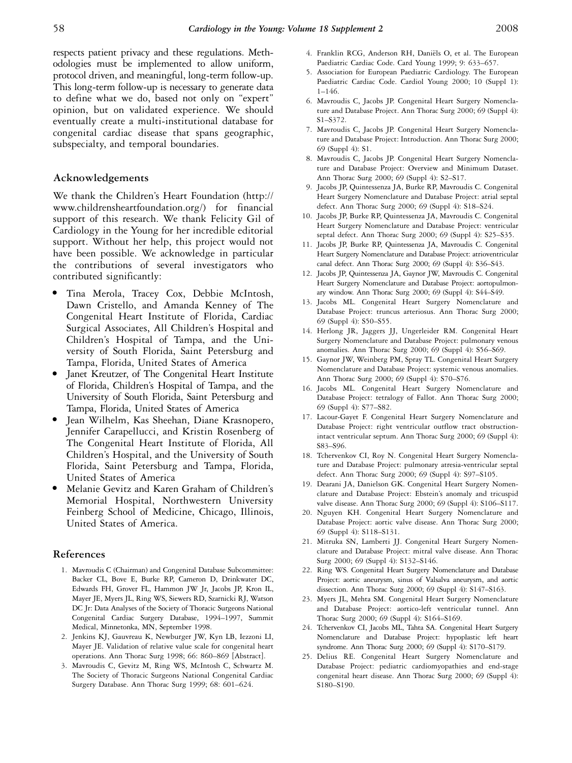respects patient privacy and these regulations. Methodologies must be implemented to allow uniform, protocol driven, and meaningful, long-term follow-up. This long-term follow-up is necessary to generate data to define what we do, based not only on "expert" opinion, but on validated experience. We should eventually create a multi-institutional database for congenital cardiac disease that spans geographic, subspecialty, and temporal boundaries.

## Acknowledgements

We thank the Children's Heart Foundation (http://www.childrensheartfoundation.org/) for financial support of this research. We thank Felicity Gil of Cardiology in the Young for her incredible editorial support. Without her help, this project would not have been possible. We acknowledge in particular the contributions of several investigators who contributed significantly:

- Tina Merola, Tracey Cox, Debbie McIntosh, Dawn Cristello, and Amanda Kenney of The Congenital Heart Institute of Florida, Cardiac Surgical Associates, All Children's Hospital and Children's Hospital of Tampa, and the University of South Florida, Saint Petersburg and Tampa, Florida, United States of America
- Janet Kreutzer, of The Congenital Heart Institute of Florida, Children's Hospital of Tampa, and the University of South Florida, Saint Petersburg and Tampa, Florida, United States of America
- Jean Wilhelm, Kas Sheehan, Diane Krasnopero, Jennifer Carapellucci, and Kristin Rosenberg of The Congenital Heart Institute of Florida, All Children's Hospital, and the University of South Florida, Saint Petersburg and Tampa, Florida, United States of America
- Melanie Gevitz and Karen Graham of Children's Memorial Hospital, Northwestern University Feinberg School of Medicine, Chicago, Illinois, United States of America.

## References

1. Mavroudis C (Chairman) and Congenital Database Subcommittee: Backer CL, Bove E, Burke RP, Cameron D, Drinkwater DC, Edwards FH, Grover FL, Hammon JW Jr, Jacobs JP, Kron IL, Mayer JE, Myers JL, Ring WS, Siewers RD, Szarnicki RJ, Watson DC Jr: Data Analyses of the Society of Thoracic Surgeons National Congenital Cardiac Surgery Database, 1994–1997, Summit Medical, Minnetonka, MN, September 1998.
2. Jenkins KJ, Gauvreau K, Newburger JW, Kyn LB, Iezzoni LI, Mayer JE. Validation of relative value scale for congenital heart operations. Ann Thorac Surg 1998; 66: 860–869 [Abstract].
3. Mavroudis C, Gevitz M, Ring WS, McIntosh C, Schwartz M. The Society of Thoracic Surgeons National Congenital Cardiac Surgery Database. Ann Thorac Surg 1999; 68: 601–624.
4. Franklin RCG, Anderson RH, Daniëls O, et al. The European Paediatric Cardiac Code. Card Young 1999; 9: 633–657.
5. Association for European Paediatric Cardiology. The European Paediatric Cardiac Code. Cardiol Young 2000; 10 (Suppl 1): 1–146.
6. Mavroudis C, Jacobs JP. Congenital Heart Surgery Nomenclature and Database Project. Ann Thorac Surg 2000; 69 (Suppl 4): S1–S372.
7. Mavroudis C, Jacobs JP. Congenital Heart Surgery Nomenclature and Database Project: Introduction. Ann Thorac Surg 2000; 69 (Suppl 4): S1.
8. Mavroudis C, Jacobs JP. Congenital Heart Surgery Nomenclature and Database Project: Overview and Minimum Dataset. Ann Thorac Surg 2000; 69 (Suppl 4): S2–S17.
9. Jacobs JP, Quintessenza JA, Burke RP, Mavroudis C. Congenital Heart Surgery Nomenclature and Database Project: atrial septal defect. Ann Thorac Surg 2000; 69 (Suppl 4): S18–S24.
10. Jacobs JP, Burke RP, Quintessenza JA, Mavroudis C. Congenital Heart Surgery Nomenclature and Database Project: ventricular septal defect. Ann Thorac Surg 2000; 69 (Suppl 4): S25–S35.
11. Jacobs JP, Burke RP, Quintessenza JA, Mavroudis C. Congenital Heart Surgery Nomenclature and Database Project: atrioventricular canal defect. Ann Thorac Surg 2000; 69 (Suppl 4): S36–S43.
12. Jacobs JP, Quintessenza JA, Gaynor JW, Mavroudis C. Congenital Heart Surgery Nomenclature and Database Project: aortopulmonary window. Ann Thorac Surg 2000; 69 (Suppl 4): S44–S49.
13. Jacobs ML. Congenital Heart Surgery Nomenclature and Database Project: truncus arteriosus. Ann Thorac Surg 2000; 69 (Suppl 4): S50–S55.
14. Herlong JR, Jaggers JJ, Ungerleider RM. Congenital Heart Surgery Nomenclature and Database Project: pulmonary venous anomalies. Ann Thorac Surg 2000; 69 (Suppl 4): S56–S69.
15. Gaynor JW, Weinberg PM, Spray TL. Congenital Heart Surgery Nomenclature and Database Project: systemic venous anomalies. Ann Thorac Surg 2000; 69 (Suppl 4): S70–S76.
16. Jacobs ML. Congenital Heart Surgery Nomenclature and Database Project: tetralogy of Fallot. Ann Thorac Surg 2000; 69 (Suppl 4): S77–S82.
17. Lacour-Gayet F. Congenital Heart Surgery Nomenclature and Database Project: right ventricular outflow tract obstruction-intact ventricular septum. Ann Thorac Surg 2000; 69 (Suppl 4): S83–S96.
18. Tchervenkov CI, Roy N. Congenital Heart Surgery Nomenclature and Database Project: pulmonary atresia-ventricular septal defect. Ann Thorac Surg 2000; 69 (Suppl 4): S97–S105.
19. Dearani JA, Danielson GK. Congenital Heart Surgery Nomenclature and Database Project: Ebstein's anomaly and tricuspid valve disease. Ann Thorac Surg 2000; 69 (Suppl 4): S106–S117.
20. Nguyen KH. Congenital Heart Surgery Nomenclature and Database Project: aortic valve disease. Ann Thorac Surg 2000; 69 (Suppl 4): S118–S131.
21. Mitruka SN, Lamberti JJ. Congenital Heart Surgery Nomenclature and Database Project: mitral valve disease. Ann Thorac Surg 2000; 69 (Suppl 4): S132–S146.
22. Ring WS. Congenital Heart Surgery Nomenclature and Database Project: aortic aneurysm, sinus of Valsalva aneurysm, and aortic dissection. Ann Thorac Surg 2000; 69 (Suppl 4): S147–S163.
23. Myers JL, Mehta SM. Congenital Heart Surgery Nomenclature and Database Project: aortico-left ventricular tunnel. Ann Thorac Surg 2000; 69 (Suppl 4): S164–S169.
24. Tchervenkov CI, Jacobs ML, Tahta SA. Congenital Heart Surgery Nomenclature and Database Project: hypoplastic left heart syndrome. Ann Thorac Surg 2000; 69 (Suppl 4): S170–S179.
25. Delius RE. Congenital Heart Surgery Nomenclature and Database Project: pediatric cardiomyopathies and end-stage congenital heart disease. Ann Thorac Surg 2000; 69 (Suppl 4): S180–S190.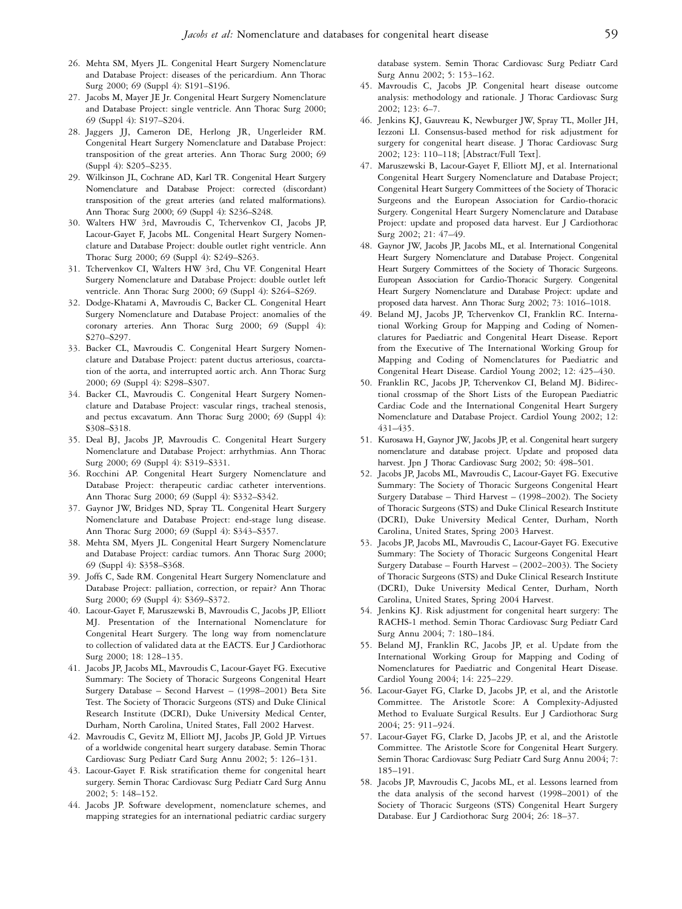26. Mehta SM, Myers JL. Congenital Heart Surgery Nomenclature and Database Project: diseases of the pericardium. Ann Thorac Surg 2000; 69 (Suppl 4): S191–S196.
27. Jacobs M, Mayer JE Jr. Congenital Heart Surgery Nomenclature and Database Project: single ventricle. Ann Thorac Surg 2000; 69 (Suppl 4): S197–S204.
28. Jaggers JJ, Cameron DE, Herlong JR, Ungerleider RM. Congenital Heart Surgery Nomenclature and Database Project: transposition of the great arteries. Ann Thorac Surg 2000; 69 (Suppl 4): S205–S235.
29. Wilkinson JL, Cochrane AD, Karl TR. Congenital Heart Surgery Nomenclature and Database Project: corrected (discordant) transposition of the great arteries (and related malformations). Ann Thorac Surg 2000; 69 (Suppl 4): S236–S248.
30. Walters HW 3rd, Mavroudis C, Tchervenkov CI, Jacobs JP, Lacour-Gayet F, Jacobs ML. Congenital Heart Surgery Nomenclature and Database Project: double outlet right ventricle. Ann Thorac Surg 2000; 69 (Suppl 4): S249–S263.
31. Tchervenkov CI, Walters HW 3rd, Chu VF. Congenital Heart Surgery Nomenclature and Database Project: double outlet left ventricle. Ann Thorac Surg 2000; 69 (Suppl 4): S264–S269.
32. Dodge-Khatami A, Mavroudis C, Backer CL. Congenital Heart Surgery Nomenclature and Database Project: anomalies of the coronary arteries. Ann Thorac Surg 2000; 69 (Suppl 4): S270–S297.
33. Backer CL, Mavroudis C. Congenital Heart Surgery Nomenclature and Database Project: patent ductus arteriosus, coarctation of the aorta, and interrupted aortic arch. Ann Thorac Surg 2000; 69 (Suppl 4): S298–S307.
34. Backer CL, Mavroudis C. Congenital Heart Surgery Nomenclature and Database Project: vascular rings, tracheal stenosis, and pectus excavatum. Ann Thorac Surg 2000; 69 (Suppl 4): S308–S318.
35. Deal BJ, Jacobs JP, Mavroudis C. Congenital Heart Surgery Nomenclature and Database Project: arrhythmias. Ann Thorac Surg 2000; 69 (Suppl 4): S319–S331.
36. Rocchini AP. Congenital Heart Surgery Nomenclature and Database Project: therapeutic cardiac catheter interventions. Ann Thorac Surg 2000; 69 (Suppl 4): S332–S342.
37. Gaynor JW, Bridges ND, Spray TL. Congenital Heart Surgery Nomenclature and Database Project: end-stage lung disease. Ann Thorac Surg 2000; 69 (Suppl 4): S343–S357.
38. Mehta SM, Myers JL. Congenital Heart Surgery Nomenclature and Database Project: cardiac tumors. Ann Thorac Surg 2000; 69 (Suppl 4): S358–S368.
39. Joffs C, Sade RM. Congenital Heart Surgery Nomenclature and Database Project: palliation, correction, or repair? Ann Thorac Surg 2000; 69 (Suppl 4): S369–S372.
40. Lacour-Gayet F, Maruszewski B, Mavroudis C, Jacobs JP, Elliott MJ. Presentation of the International Nomenclature for Congenital Heart Surgery. The long way from nomenclature to collection of validated data at the EACTS. Eur J Cardiothorac Surg 2000; 18: 128–135.
41. Jacobs JP, Jacobs ML, Mavroudis C, Lacour-Gayet FG. Executive Summary: The Society of Thoracic Surgeons Congenital Heart Surgery Database – Second Harvest – (1998–2001) Beta Site Test. The Society of Thoracic Surgeons (STS) and Duke Clinical Research Institute (DCRI), Duke University Medical Center, Durham, North Carolina, United States, Fall 2002 Harvest.
42. Mavroudis C, Gevitz M, Elliott MJ, Jacobs JP, Gold JP. Virtues of a worldwide congenital heart surgery database. Semin Thorac Cardiovasc Surg Pediatr Card Surg Annu 2002; 5: 126–131.
43. Lacour-Gayet F. Risk stratification theme for congenital heart surgery. Semin Thorac Cardiovasc Surg Pediatr Card Surg Annu 2002; 5: 148–152.
44. Jacobs JP. Software development, nomenclature schemes, and mapping strategies for an international pediatric cardiac surgery database system. Semin Thorac Cardiovasc Surg Pediatr Card Surg Annu 2002; 5: 153–162.
45. Mavroudis C, Jacobs JP. Congenital heart disease outcome analysis: methodology and rationale. J Thorac Cardiovasc Surg 2002; 123: 6–7.
46. Jenkins KJ, Gauvreau K, Newburger JW, Spray TL, Moller JH, Iezzoni LI. Consensus-based method for risk adjustment for surgery for congenital heart disease. J Thorac Cardiovasc Surg 2002; 123: 110–118; [Abstract/Full Text].
47. Maruszewski B, Lacour-Gayet F, Elliott MJ, et al. International Congenital Heart Surgery Nomenclature and Database Project; Congenital Heart Surgery Committees of the Society of Thoracic Surgeons and the European Association for Cardio-thoracic Surgery. Congenital Heart Surgery Nomenclature and Database Project: update and proposed data harvest. Eur J Cardiothorac Surg 2002; 21: 47–49.
48. Gaynor JW, Jacobs JP, Jacobs ML, et al. International Congenital Heart Surgery Nomenclature and Database Project. Congenital Heart Surgery Committees of the Society of Thoracic Surgeons. European Association for Cardio-Thoracic Surgery. Congenital Heart Surgery Nomenclature and Database Project: update and proposed data harvest. Ann Thorac Surg 2002; 73: 1016–1018.
49. Beland MJ, Jacobs JP, Tchervenkov CI, Franklin RC. International Working Group for Mapping and Coding of Nomenclatures for Paediatric and Congenital Heart Disease. Report from the Executive of The International Working Group for Mapping and Coding of Nomenclatures for Paediatric and Congenital Heart Disease. Cardiol Young 2002; 12: 425–430.
50. Franklin RC, Jacobs JP, Tchervenkov CI, Beland MJ. Bidirectional crossmap of the Short Lists of the European Paediatric Cardiac Code and the International Congenital Heart Surgery Nomenclature and Database Project. Cardiol Young 2002; 12: 431–435.
51. Kurosawa H, Gaynor JW, Jacobs JP, et al. Congenital heart surgery nomenclature and database project. Update and proposed data harvest. Jpn J Thorac Cardiovasc Surg 2002; 50: 498–501.
52. Jacobs JP, Jacobs ML, Mavroudis C, Lacour-Gayet FG. Executive Summary: The Society of Thoracic Surgeons Congenital Heart Surgery Database – Third Harvest – (1998–2002). The Society of Thoracic Surgeons (STS) and Duke Clinical Research Institute (DCRI), Duke University Medical Center, Durham, North Carolina, United States, Spring 2003 Harvest.
53. Jacobs JP, Jacobs ML, Mavroudis C, Lacour-Gayet FG. Executive Summary: The Society of Thoracic Surgeons Congenital Heart Surgery Database – Fourth Harvest – (2002–2003). The Society of Thoracic Surgeons (STS) and Duke Clinical Research Institute (DCRI), Duke University Medical Center, Durham, North Carolina, United States, Spring 2004 Harvest.
54. Jenkins KJ. Risk adjustment for congenital heart surgery: The RACHS-1 method. Semin Thorac Cardiovasc Surg Pediatr Card Surg Annu 2004; 7: 180–184.
55. Beland MJ, Franklin RC, Jacobs JP, et al. Update from the International Working Group for Mapping and Coding of Nomenclatures for Paediatric and Congenital Heart Disease. Cardiol Young 2004; 14: 225–229.
56. Lacour-Gayet FG, Clarke D, Jacobs JP, et al, and the Aristotle Committee. The Aristotle Score: A Complexity-Adjusted Method to Evaluate Surgical Results. Eur J Cardiothorac Surg 2004; 25: 911–924.
57. Lacour-Gayet FG, Clarke D, Jacobs JP, et al, and the Aristotle Committee. The Aristotle Score for Congenital Heart Surgery. Semin Thorac Cardiovasc Surg Pediatr Card Surg Annu 2004; 7: 185–191.
58. Jacobs JP, Mavroudis C, Jacobs ML, et al. Lessons learned from the data analysis of the second harvest (1998–2001) of the Society of Thoracic Surgeons (STS) Congenital Heart Surgery Database. Eur J Cardiothorac Surg 2004; 26: 18–37.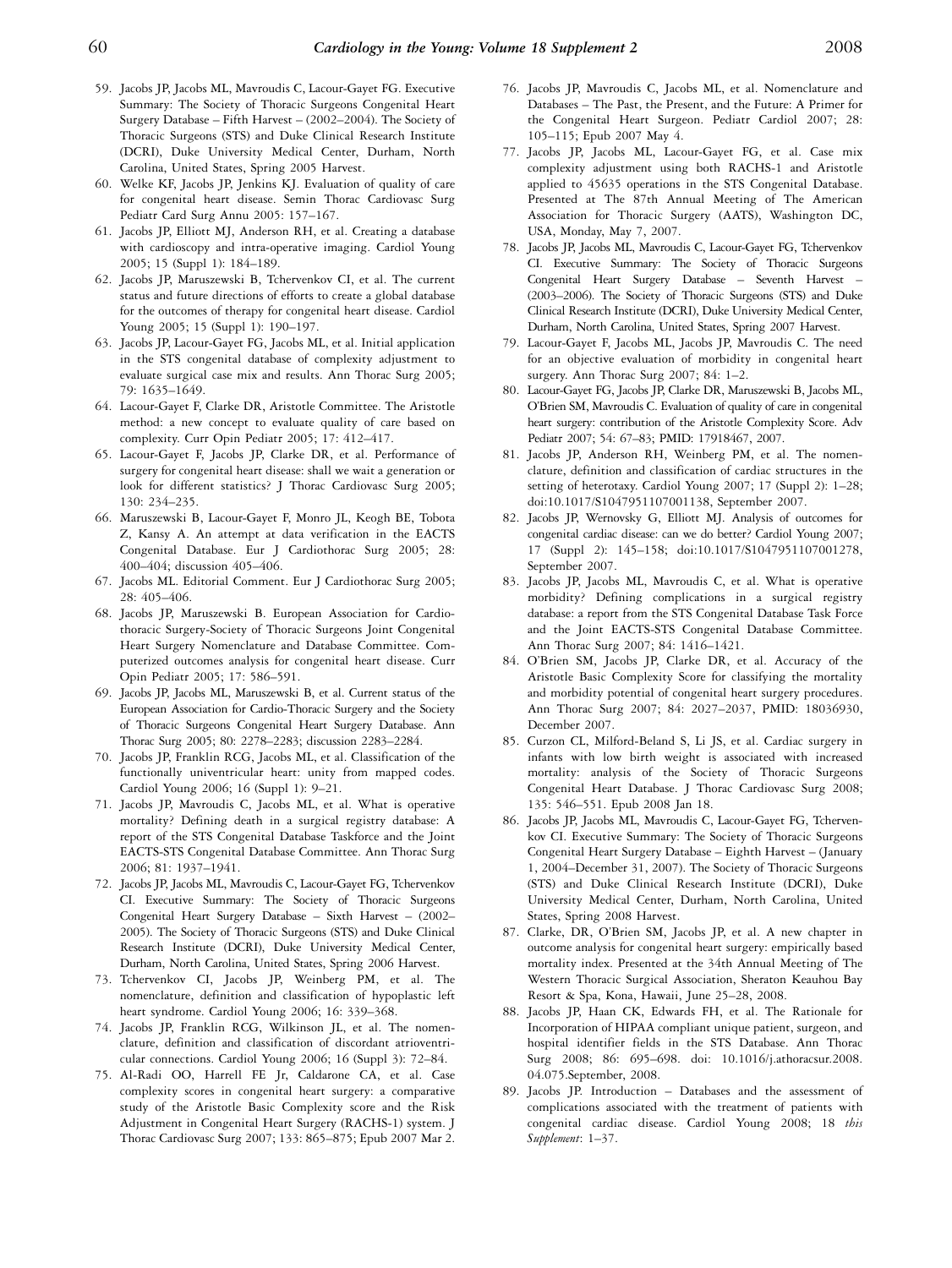59. Jacobs JP, Jacobs ML, Mavroudis C, Lacour-Gayet FG. Executive Summary: The Society of Thoracic Surgeons Congenital Heart Surgery Database – Fifth Harvest – (2002–2004). The Society of Thoracic Surgeons (STS) and Duke Clinical Research Institute (DCRI), Duke University Medical Center, Durham, North Carolina, United States, Spring 2005 Harvest.
60. Welke KF, Jacobs JP, Jenkins KJ. Evaluation of quality of care for congenital heart disease. Semin Thorac Cardiovasc Surg Pediatr Card Surg Annu 2005: 157–167.
61. Jacobs JP, Elliott MJ, Anderson RH, et al. Creating a database with cardioscopy and intra-operative imaging. Cardiol Young 2005; 15 (Suppl 1): 184–189.
62. Jacobs JP, Maruszewski B, Tchervenkov CI, et al. The current status and future directions of efforts to create a global database for the outcomes of therapy for congenital heart disease. Cardiol Young 2005; 15 (Suppl 1): 190–197.
63. Jacobs JP, Lacour-Gayet FG, Jacobs ML, et al. Initial application in the STS congenital database of complexity adjustment to evaluate surgical case mix and results. Ann Thorac Surg 2005; 79: 1635–1649.
64. Lacour-Gayet F, Clarke DR, Aristotle Committee. The Aristotle method: a new concept to evaluate quality of care based on complexity. Curr Opin Pediatr 2005; 17: 412–417.
65. Lacour-Gayet F, Jacobs JP, Clarke DR, et al. Performance of surgery for congenital heart disease: shall we wait a generation or look for different statistics? J Thorac Cardiovasc Surg 2005; 130: 234–235.
66. Maruszewski B, Lacour-Gayet F, Monro JL, Keogh BE, Tobota Z, Kansy A. An attempt at data verification in the EACTS Congenital Database. Eur J Cardiothorac Surg 2005; 28: 400–404; discussion 405–406.
67. Jacobs ML. Editorial Comment. Eur J Cardiothorac Surg 2005; 28: 405–406.
68. Jacobs JP, Maruszewski B. European Association for Cardiothoracic Surgery-Society of Thoracic Surgeons Joint Congenital Heart Surgery Nomenclature and Database Committee. Computerized outcomes analysis for congenital heart disease. Curr Opin Pediatr 2005; 17: 586–591.
69. Jacobs JP, Jacobs ML, Maruszewski B, et al. Current status of the European Association for Cardio-Thoracic Surgery and the Society of Thoracic Surgeons Congenital Heart Surgery Database. Ann Thorac Surg 2005; 80: 2278–2283; discussion 2283–2284.
70. Jacobs JP, Franklin RCG, Jacobs ML, et al. Classification of the functionally univentricular heart: unity from mapped codes. Cardiol Young 2006; 16 (Suppl 1): 9–21.
71. Jacobs JP, Mavroudis C, Jacobs ML, et al. What is operative mortality? Defining death in a surgical registry database: A report of the STS Congenital Database Taskforce and the Joint EACTS-STS Congenital Database Committee. Ann Thorac Surg 2006; 81: 1937–1941.
72. Jacobs JP, Jacobs ML, Mavroudis C, Lacour-Gayet FG, Tchervenkov CI. Executive Summary: The Society of Thoracic Surgeons Congenital Heart Surgery Database – Sixth Harvest – (2002–2005). The Society of Thoracic Surgeons (STS) and Duke Clinical Research Institute (DCRI), Duke University Medical Center, Durham, North Carolina, United States, Spring 2006 Harvest.
73. Tchervenkov CI, Jacobs JP, Weinberg PM, et al. The nomenclature, definition and classification of hypoplastic left heart syndrome. Cardiol Young 2006; 16: 339–368.
74. Jacobs JP, Franklin RCG, Wilkinson JL, et al. The nomenclature, definition and classification of discordant atrioventricular connections. Cardiol Young 2006; 16 (Suppl 3): 72–84.
75. Al-Radi OO, Harrell FE Jr, Caldarone CA, et al. Case complexity scores in congenital heart surgery: a comparative study of the Aristotle Basic Complexity score and the Risk Adjustment in Congenital Heart Surgery (RACHS-1) system. J Thorac Cardiovasc Surg 2007; 133: 865–875; Epub 2007 Mar 2.
76. Jacobs JP, Mavroudis C, Jacobs ML, et al. Nomenclature and Databases – The Past, the Present, and the Future: A Primer for the Congenital Heart Surgeon. Pediatr Cardiol 2007; 28: 105–115; Epub 2007 May 4.
77. Jacobs JP, Jacobs ML, Lacour-Gayet FG, et al. Case mix complexity adjustment using both RACHS-1 and Aristotle applied to 45635 operations in the STS Congenital Database. Presented at The 87th Annual Meeting of The American Association for Thoracic Surgery (AATS), Washington DC, USA, Monday, May 7, 2007.
78. Jacobs JP, Jacobs ML, Mavroudis C, Lacour-Gayet FG, Tchervenkov CI. Executive Summary: The Society of Thoracic Surgeons Congenital Heart Surgery Database – Seventh Harvest – (2003–2006). The Society of Thoracic Surgeons (STS) and Duke Clinical Research Institute (DCRI), Duke University Medical Center, Durham, North Carolina, United States, Spring 2007 Harvest.
79. Lacour-Gayet F, Jacobs ML, Jacobs JP, Mavroudis C. The need for an objective evaluation of morbidity in congenital heart surgery. Ann Thorac Surg 2007; 84: 1–2.
80. Lacour-Gayet FG, Jacobs JP, Clarke DR, Maruszewski B, Jacobs ML, O'Brien SM, Mavroudis C. Evaluation of quality of care in congenital heart surgery: contribution of the Aristotle Complexity Score. Adv Pediatr 2007; 54: 67–83; PMID: 17918467, 2007.
81. Jacobs JP, Anderson RH, Weinberg PM, et al. The nomenclature, definition and classification of cardiac structures in the setting of heterotaxy. Cardiol Young 2007; 17 (Suppl 2): 1–28; doi:10.1017/S1047951107001138, September 2007.
82. Jacobs JP, Wernovsky G, Elliott MJ. Analysis of outcomes for congenital cardiac disease: can we do better? Cardiol Young 2007; 17 (Suppl 2): 145–158; doi:10.1017/S1047951107001278, September 2007.
83. Jacobs JP, Jacobs ML, Mavroudis C, et al. What is operative morbidity? Defining complications in a surgical registry database: a report from the STS Congenital Database Task Force and the Joint EACTS-STS Congenital Database Committee. Ann Thorac Surg 2007; 84: 1416–1421.
84. O'Brien SM, Jacobs JP, Clarke DR, et al. Accuracy of the Aristotle Basic Complexity Score for classifying the mortality and morbidity potential of congenital heart surgery procedures. Ann Thorac Surg 2007; 84: 2027–2037, PMID: 18036930, December 2007.
85. Curzon CL, Milford-Beland S, Li JS, et al. Cardiac surgery in infants with low birth weight is associated with increased mortality: analysis of the Society of Thoracic Surgeons Congenital Heart Database. J Thorac Cardiovasc Surg 2008; 135: 546–551. Epub 2008 Jan 18.
86. Jacobs JP, Jacobs ML, Mavroudis C, Lacour-Gayet FG, Tchervenkov CI. Executive Summary: The Society of Thoracic Surgeons Congenital Heart Surgery Database – Eighth Harvest – (January 1, 2004–December 31, 2007). The Society of Thoracic Surgeons (STS) and Duke Clinical Research Institute (DCRI), Duke University Medical Center, Durham, North Carolina, United States, Spring 2008 Harvest.
87. Clarke, DR, O'Brien SM, Jacobs JP, et al. A new chapter in outcome analysis for congenital heart surgery: empirically based mortality index. Presented at the 34th Annual Meeting of The Western Thoracic Surgical Association, Sheraton Keauhou Bay Resort & Spa, Kona, Hawaii, June 25–28, 2008.
88. Jacobs JP, Haan CK, Edwards FH, et al. The Rationale for Incorporation of HIPAA compliant unique patient, surgeon, and hospital identifier fields in the STS Database. Ann Thorac Surg 2008; 86: 695–698. doi: 10.1016/j.athoracsur.2008.04.075.September, 2008.
89. Jacobs JP. Introduction – Databases and the assessment of complications associated with the treatment of patients with congenital cardiac disease. Cardiol Young 2008; 18 *this Supplement*: 1–37.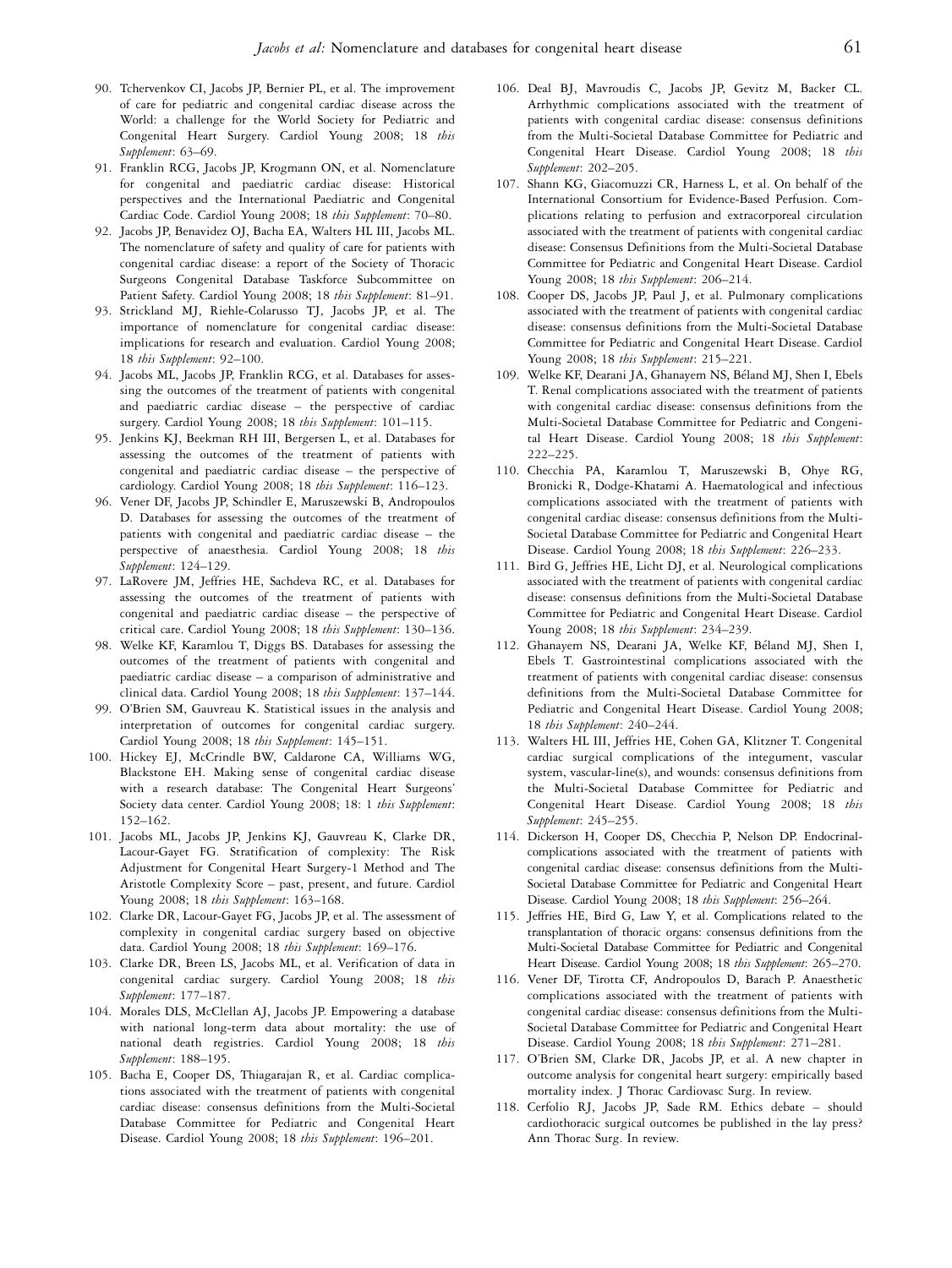90. Tchervenkov CI, Jacobs JP, Bernier PL, et al. The improvement of care for pediatric and congenital cardiac disease across the World: a challenge for the World Society for Pediatric and Congenital Heart Surgery. Cardiol Young 2008; 18 *this Supplement*: 63–69.
91. Franklin RCG, Jacobs JP, Krogmann ON, et al. Nomenclature for congenital and paediatric cardiac disease: Historical perspectives and the International Paediatric and Congenital Cardiac Code. Cardiol Young 2008; 18 *this Supplement*: 70–80.
92. Jacobs JP, Benavidez OJ, Bacha EA, Walters HL III, Jacobs ML. The nomenclature of safety and quality of care for patients with congenital cardiac disease: a report of the Society of Thoracic Surgeons Congenital Database Taskforce Subcommittee on Patient Safety. Cardiol Young 2008; 18 *this Supplement*: 81–91.
93. Strickland MJ, Riehle-Colarusso TJ, Jacobs JP, et al. The importance of nomenclature for congenital cardiac disease: implications for research and evaluation. Cardiol Young 2008; 18 *this Supplement*: 92–100.
94. Jacobs ML, Jacobs JP, Franklin RCG, et al. Databases for assessing the outcomes of the treatment of patients with congenital and paediatric cardiac disease – the perspective of cardiac surgery. Cardiol Young 2008; 18 *this Supplement*: 101–115.
95. Jenkins KJ, Beekman RH III, Bergersen L, et al. Databases for assessing the outcomes of the treatment of patients with congenital and paediatric cardiac disease – the perspective of cardiology. Cardiol Young 2008; 18 *this Supplement*: 116–123.
96. Vener DF, Jacobs JP, Schindler E, Maruszewski B, Andropoulos D. Databases for assessing the outcomes of the treatment of patients with congenital and paediatric cardiac disease – the perspective of anaesthesia. Cardiol Young 2008; 18 *this Supplement*: 124–129.
97. LaRovere JM, Jeffries HE, Sachdeva RC, et al. Databases for assessing the outcomes of the treatment of patients with congenital and paediatric cardiac disease – the perspective of critical care. Cardiol Young 2008; 18 *this Supplement*: 130–136.
98. Welke KF, Karamlou T, Diggs BS. Databases for assessing the outcomes of the treatment of patients with congenital and paediatric cardiac disease – a comparison of administrative and clinical data. Cardiol Young 2008; 18 *this Supplement*: 137–144.
99. O'Brien SM, Gauvreau K. Statistical issues in the analysis and interpretation of outcomes for congenital cardiac surgery. Cardiol Young 2008; 18 *this Supplement*: 145–151.
100. Hickey EJ, McCrindle BW, Caldarone CA, Williams WG, Blackstone EH. Making sense of congenital cardiac disease with a research database: The Congenital Heart Surgeons' Society data center. Cardiol Young 2008; 18: 1 *this Supplement*: 152–162.
101. Jacobs ML, Jacobs JP, Jenkins KJ, Gauvreau K, Clarke DR, Lacour-Gayet FG. Stratification of complexity: The Risk Adjustment for Congenital Heart Surgery-1 Method and The Aristotle Complexity Score – past, present, and future. Cardiol Young 2008; 18 *this Supplement*: 163–168.
102. Clarke DR, Lacour-Gayet FG, Jacobs JP, et al. The assessment of complexity in congenital cardiac surgery based on objective data. Cardiol Young 2008; 18 *this Supplement*: 169–176.
103. Clarke DR, Breen LS, Jacobs ML, et al. Verification of data in congenital cardiac surgery. Cardiol Young 2008; 18 *this Supplement*: 177–187.
104. Morales DLS, McClellan AJ, Jacobs JP. Empowering a database with national long-term data about mortality: the use of national death registries. Cardiol Young 2008; 18 *this Supplement*: 188–195.
105. Bacha E, Cooper DS, Thiagarajan R, et al. Cardiac complications associated with the treatment of patients with congenital cardiac disease: consensus definitions from the Multi-Societal Database Committee for Pediatric and Congenital Heart Disease. Cardiol Young 2008; 18 *this Supplement*: 196–201.
106. Deal BJ, Mavroudis C, Jacobs JP, Gevitz M, Backer CL. Arrhythmic complications associated with the treatment of patients with congenital cardiac disease: consensus definitions from the Multi-Societal Database Committee for Pediatric and Congenital Heart Disease. Cardiol Young 2008; 18 *this Supplement*: 202–205.
107. Shann KG, Giacomuzzi CR, Harness L, et al. On behalf of the International Consortium for Evidence-Based Perfusion. Complications relating to perfusion and extracorporeal circulation associated with the treatment of patients with congenital cardiac disease: Consensus Definitions from the Multi-Societal Database Committee for Pediatric and Congenital Heart Disease. Cardiol Young 2008; 18 *this Supplement*: 206–214.
108. Cooper DS, Jacobs JP, Paul J, et al. Pulmonary complications associated with the treatment of patients with congenital cardiac disease: consensus definitions from the Multi-Societal Database Committee for Pediatric and Congenital Heart Disease. Cardiol Young 2008; 18 *this Supplement*: 215–221.
109. Welke KF, Dearani JA, Ghanayem NS, Béland MJ, Shen I, Ebels T. Renal complications associated with the treatment of patients with congenital cardiac disease: consensus definitions from the Multi-Societal Database Committee for Pediatric and Congenital Heart Disease. Cardiol Young 2008; 18 *this Supplement*: 222–225.
110. Checchia PA, Karamlou T, Maruszewski B, Ohye RG, Bronicki R, Dodge-Khatami A. Haematological and infectious complications associated with the treatment of patients with congenital cardiac disease: consensus definitions from the Multi-Societal Database Committee for Pediatric and Congenital Heart Disease. Cardiol Young 2008; 18 *this Supplement*: 226–233.
111. Bird G, Jeffries HE, Licht DJ, et al. Neurological complications associated with the treatment of patients with congenital cardiac disease: consensus definitions from the Multi-Societal Database Committee for Pediatric and Congenital Heart Disease. Cardiol Young 2008; 18 *this Supplement*: 234–239.
112. Ghanayem NS, Dearani JA, Welke KF, Béland MJ, Shen I, Ebels T. Gastrointestinal complications associated with the treatment of patients with congenital cardiac disease: consensus definitions from the Multi-Societal Database Committee for Pediatric and Congenital Heart Disease. Cardiol Young 2008; 18 *this Supplement*: 240–244.
113. Walters HL III, Jeffries HE, Cohen GA, Klitzner T. Congenital cardiac surgical complications of the integument, vascular system, vascular-line(s), and wounds: consensus definitions from the Multi-Societal Database Committee for Pediatric and Congenital Heart Disease. Cardiol Young 2008; 18 *this Supplement*: 245–255.
114. Dickerson H, Cooper DS, Checchia P, Nelson DP. Endocrinal-complications associated with the treatment of patients with congenital cardiac disease: consensus definitions from the Multi-Societal Database Committee for Pediatric and Congenital Heart Disease. Cardiol Young 2008; 18 *this Supplement*: 256–264.
115. Jeffries HE, Bird G, Law Y, et al. Complications related to the transplantation of thoracic organs: consensus definitions from the Multi-Societal Database Committee for Pediatric and Congenital Heart Disease. Cardiol Young 2008; 18 *this Supplement*: 265–270.
116. Vener DF, Tirotta CF, Andropoulos D, Barach P. Anaesthetic complications associated with the treatment of patients with congenital cardiac disease: consensus definitions from the Multi-Societal Database Committee for Pediatric and Congenital Heart Disease. Cardiol Young 2008; 18 *this Supplement*: 271–281.
117. O'Brien SM, Clarke DR, Jacobs JP, et al. A new chapter in outcome analysis for congenital heart surgery: empirically based mortality index. J Thorac Cardiovasc Surg. In review.
118. Cerfolio RJ, Jacobs JP, Sade RM. Ethics debate – should cardiothoracic surgical outcomes be published in the lay press? Ann Thorac Surg. In review.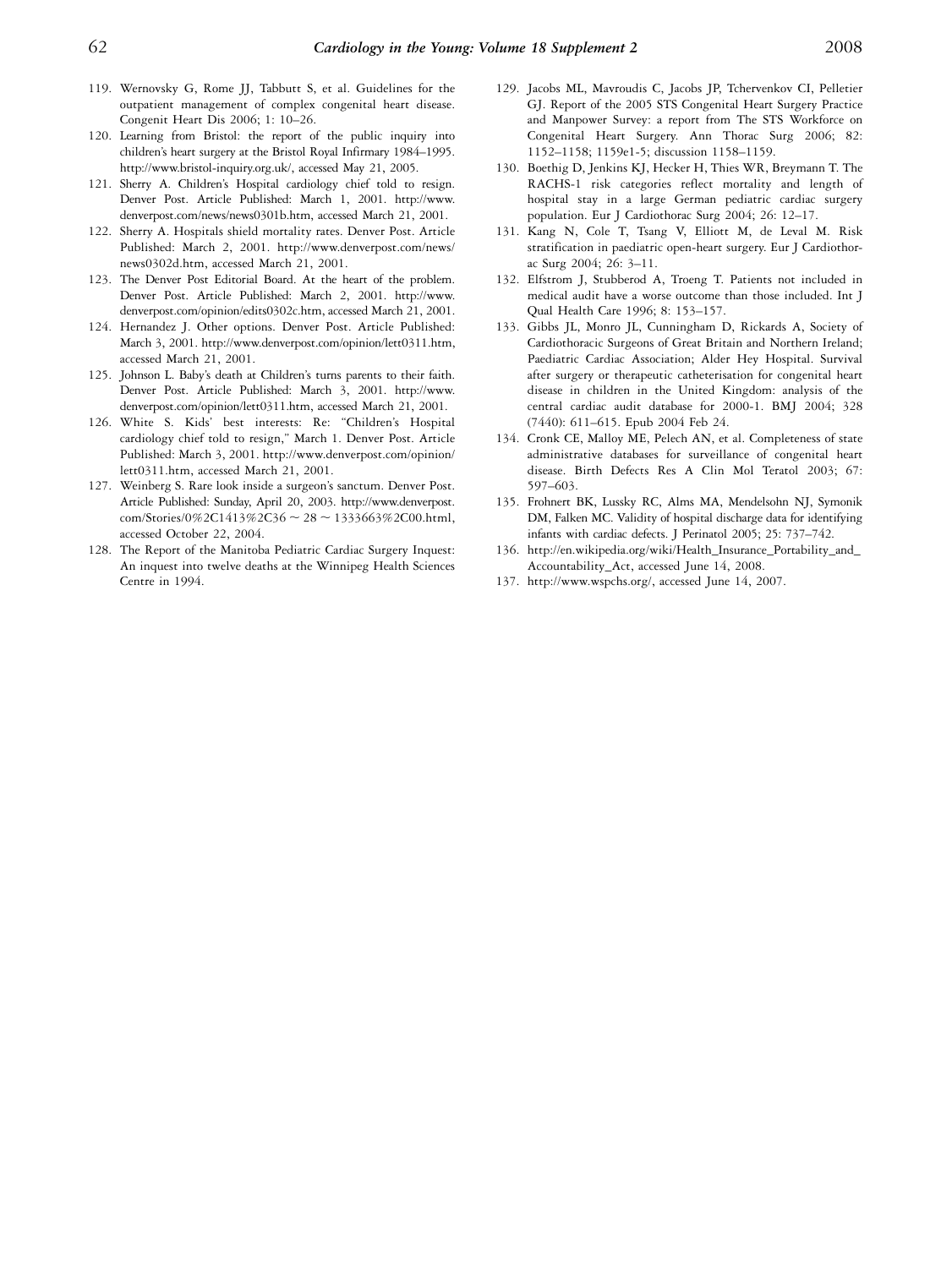119. Wernovsky G, Rome JJ, Tabbutt S, et al. Guidelines for the outpatient management of complex congenital heart disease. Congenit Heart Dis 2006; 1: 10–26.
120. Learning from Bristol: the report of the public inquiry into children's heart surgery at the Bristol Royal Infirmary 1984–1995. http://www.bristol-inquiry.org.uk/, accessed May 21, 2005.
121. Sherry A. Children's Hospital cardiology chief told to resign. Denver Post. Article Published: March 1, 2001. http://www.denverpost.com/news/news0301b.htm, accessed March 21, 2001.
122. Sherry A. Hospitals shield mortality rates. Denver Post. Article Published: March 2, 2001. http://www.denverpost.com/news/news0302d.htm, accessed March 21, 2001.
123. The Denver Post Editorial Board. At the heart of the problem. Denver Post. Article Published: March 2, 2001. http://www.denverpost.com/opinion/edits0302c.htm, accessed March 21, 2001.
124. Hernandez J. Other options. Denver Post. Article Published: March 3, 2001. http://www.denverpost.com/opinion/lett0311.htm, accessed March 21, 2001.
125. Johnson L. Baby's death at Children's turns parents to their faith. Denver Post. Article Published: March 3, 2001. http://www.denverpost.com/opinion/lett0311.htm, accessed March 21, 2001.
126. White S. Kids' best interests: Re: "Children's Hospital cardiology chief told to resign," March 1. Denver Post. Article Published: March 3, 2001. http://www.denverpost.com/opinion/lett0311.htm, accessed March 21, 2001.
127. Weinberg S. Rare look inside a surgeon's sanctum. Denver Post. Article Published: Sunday, April 20, 2003. http://www.denverpost.com/Stories/0%2C1413%2C36 ~ 28 ~ 1333663%2C00.html, accessed October 22, 2004.
128. The Report of the Manitoba Pediatric Cardiac Surgery Inquest: An inquest into twelve deaths at the Winnipeg Health Sciences Centre in 1994.
129. Jacobs ML, Mavroudis C, Jacobs JP, Tchervenkov CI, Pelletier GJ. Report of the 2005 STS Congenital Heart Surgery Practice and Manpower Survey: a report from The STS Workforce on Congenital Heart Surgery. Ann Thorac Surg 2006; 82: 1152–1158; 1159e1-5; discussion 1158–1159.
130. Boethig D, Jenkins KJ, Hecker H, Thies WR, Breymann T. The RACHS-1 risk categories reflect mortality and length of hospital stay in a large German pediatric cardiac surgery population. Eur J Cardiothorac Surg 2004; 26: 12–17.
131. Kang N, Cole T, Tsang V, Elliott M, de Leval M. Risk stratification in paediatric open-heart surgery. Eur J Cardiothorac Surg 2004; 26: 3–11.
132. Elfstrom J, Stubberod A, Troeng T. Patients not included in medical audit have a worse outcome than those included. Int J Qual Health Care 1996; 8: 153–157.
133. Gibbs JL, Monro JL, Cunningham D, Rickards A, Society of Cardiothoracic Surgeons of Great Britain and Northern Ireland; Paediatric Cardiac Association; Alder Hey Hospital. Survival after surgery or therapeutic catheterisation for congenital heart disease in children in the United Kingdom: analysis of the central cardiac audit database for 2000-1. BMJ 2004; 328 (7440): 611–615. Epub 2004 Feb 24.
134. Cronk CE, Malloy ME, Pelech AN, et al. Completeness of state administrative databases for surveillance of congenital heart disease. Birth Defects Res A Clin Mol Teratol 2003; 67: 597–603.
135. Frohnert BK, Lussky RC, Alms MA, Mendelsohn NJ, Symonik DM, Falken MC. Validity of hospital discharge data for identifying infants with cardiac defects. J Perinatol 2005; 25: 737–742.
136. http://en.wikipedia.org/wiki/Health_Insurance_Portability_and_Accountability_Act, accessed June 14, 2008.
137. http://www.wspchs.org/, accessed June 14, 2007.